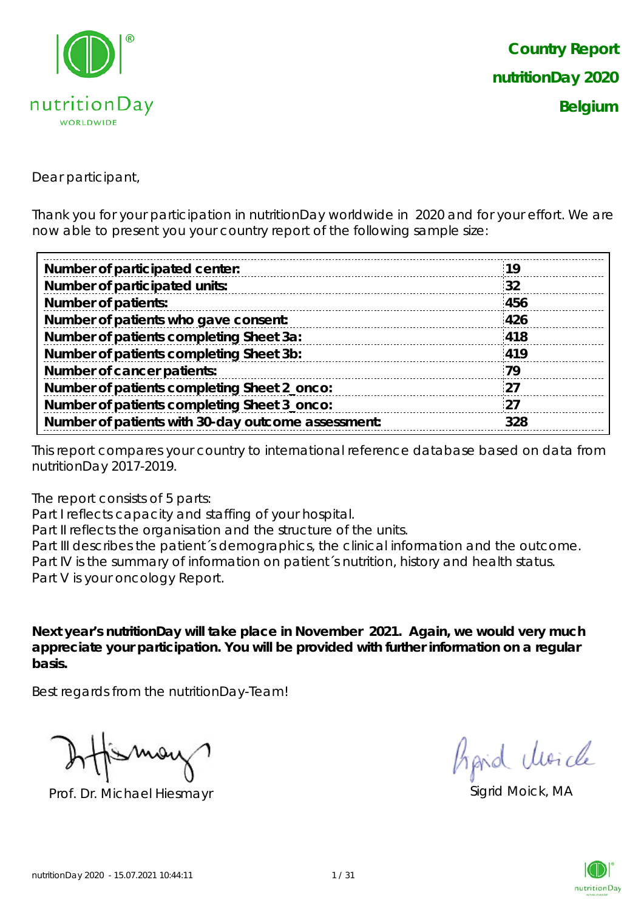# Country Report nutritionDay 2020 Belgium

Dear participant,

Thank you for your participation in nutritionDay worldwide in 2020 and for your effort. We are now able to present you your country report of the following sample size:

| | |
|---|---|
| **Number of participated center:** | **19** |
| **Number of participated units:** | **32** |
| **Number of patients:** | **456** |
| **Number of patients who gave consent:** | **426** |
| **Number of patients completing Sheet 3a:** | **418** |
| **Number of patients completing Sheet 3b:** | **419** |
| **Number of cancer patients:** | **79** |
| **Number of patients completing Sheet 2_onco:** | **27** |
| **Number of patients completing Sheet 3_onco:** | **27** |
| **Number of patients with 30-day outcome assessment:** | **328** |

This report compares your country to international reference database based on data from nutritionDay 2017-2019.

The report consists of 5 parts:
Part I reflects capacity and staffing of your hospital.
Part II reflects the organisation and the structure of the units.
Part III describes the patient´s demographics, the clinical information and the outcome.
Part IV is the summary of information on patient´s nutrition, history and health status.
Part V is your oncology Report.

**Next year's nutritionDay will take place in November 2021. Again, we would very much appreciate your participation. You will be provided with further information on a regular basis.**

Best regards from the nutritionDay-Team!

Prof. Dr. Michael Hiesmayr

Sigrid Moick, MA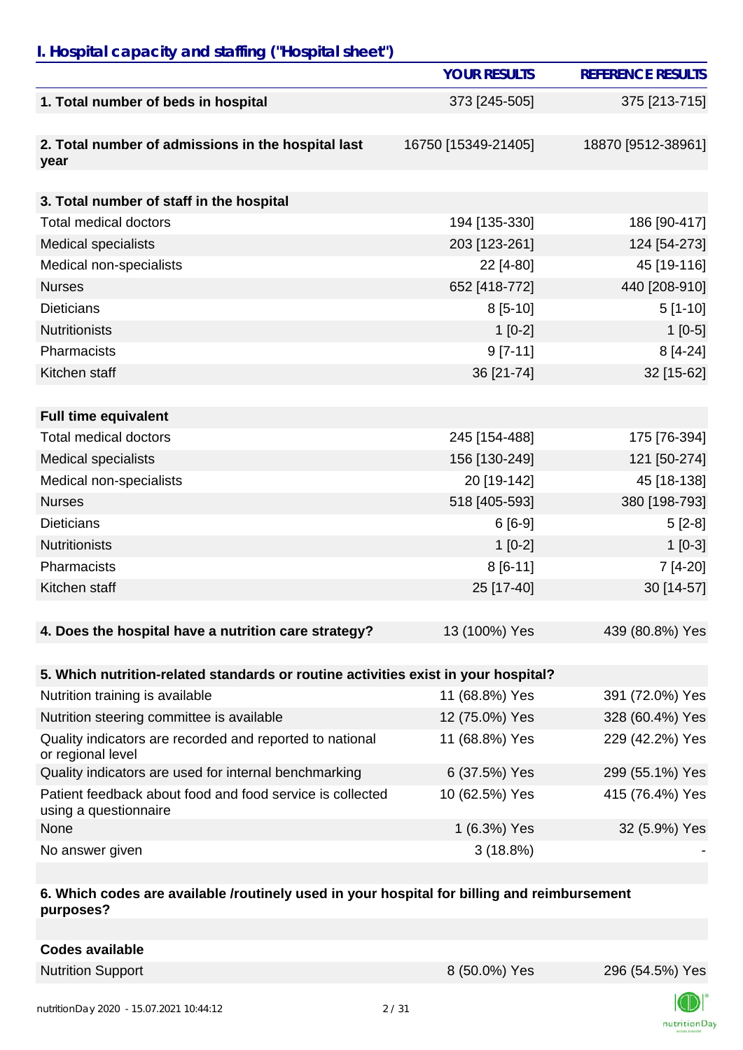## *I. Hospital capacity and staffing ("Hospital sheet")*

| | YOUR RESULTS | REFERENCE RESULTS |
|---|---|---|
| **1. Total number of beds in hospital** | 373 [245-505] | 375 [213-715] |
| | | |
| **2. Total number of admissions in the hospital last year** | 16750 [15349-21405] | 18870 [9512-38961] |
| | | |
| **3. Total number of staff in the hospital** | | |
| Total medical doctors | 194 [135-330] | 186 [90-417] |
| Medical specialists | 203 [123-261] | 124 [54-273] |
| Medical non-specialists | 22 [4-80] | 45 [19-116] |
| Nurses | 652 [418-772] | 440 [208-910] |
| Dieticians | 8 [5-10] | 5 [1-10] |
| Nutritionists | 1 [0-2] | 1 [0-5] |
| Pharmacists | 9 [7-11] | 8 [4-24] |
| Kitchen staff | 36 [21-74] | 32 [15-62] |
| | | |
| **Full time equivalent** | | |
| Total medical doctors | 245 [154-488] | 175 [76-394] |
| Medical specialists | 156 [130-249] | 121 [50-274] |
| Medical non-specialists | 20 [19-142] | 45 [18-138] |
| Nurses | 518 [405-593] | 380 [198-793] |
| Dieticians | 6 [6-9] | 5 [2-8] |
| Nutritionists | 1 [0-2] | 1 [0-3] |
| Pharmacists | 8 [6-11] | 7 [4-20] |
| Kitchen staff | 25 [17-40] | 30 [14-57] |
| | | |
| **4. Does the hospital have a nutrition care strategy?** | 13 (100%) Yes | 439 (80.8%) Yes |
| | | |
| **5. Which nutrition-related standards or routine activities exist in your hospital?** | | |
| Nutrition training is available | 11 (68.8%) Yes | 391 (72.0%) Yes |
| Nutrition steering committee is available | 12 (75.0%) Yes | 328 (60.4%) Yes |
| Quality indicators are recorded and reported to national or regional level | 11 (68.8%) Yes | 229 (42.2%) Yes |
| Quality indicators are used for internal benchmarking | 6 (37.5%) Yes | 299 (55.1%) Yes |
| Patient feedback about food and food service is collected using a questionnaire | 10 (62.5%) Yes | 415 (76.4%) Yes |
| None | 1 (6.3%) Yes | 32 (5.9%) Yes |
| No answer given | 3 (18.8%) | - |
| | | |
| **6. Which codes are available /routinely used in your hospital for billing and reimbursement purposes?** | | |
| | | |
| **Codes available** | | |
| Nutrition Support | 8 (50.0%) Yes | 296 (54.5%) Yes |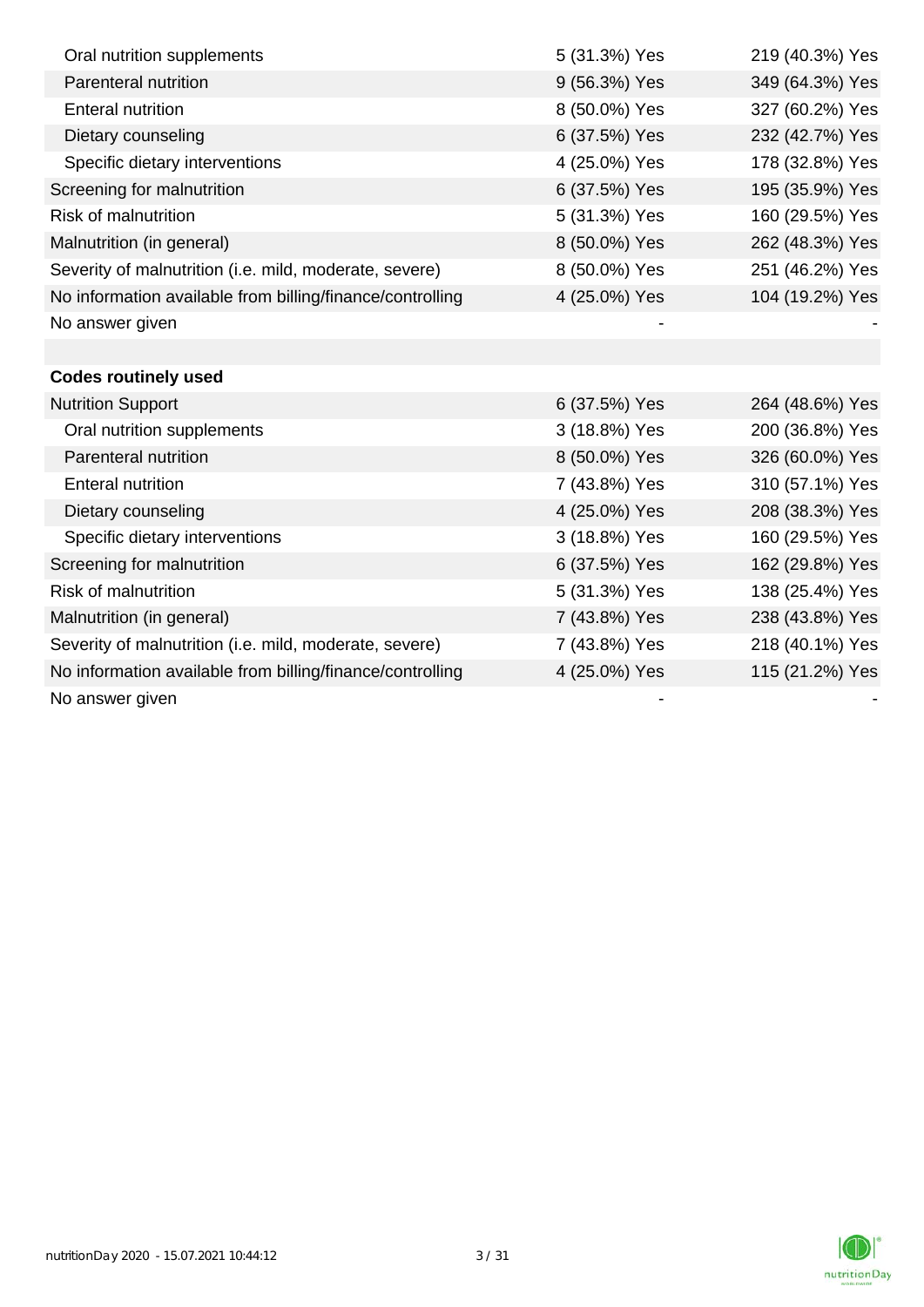| | | |
|---|---|---|
| Oral nutrition supplements | 5 (31.3%) Yes | 219 (40.3%) Yes |
| Parenteral nutrition | 9 (56.3%) Yes | 349 (64.3%) Yes |
| Enteral nutrition | 8 (50.0%) Yes | 327 (60.2%) Yes |
| Dietary counseling | 6 (37.5%) Yes | 232 (42.7%) Yes |
| Specific dietary interventions | 4 (25.0%) Yes | 178 (32.8%) Yes |
| Screening for malnutrition | 6 (37.5%) Yes | 195 (35.9%) Yes |
| Risk of malnutrition | 5 (31.3%) Yes | 160 (29.5%) Yes |
| Malnutrition (in general) | 8 (50.0%) Yes | 262 (48.3%) Yes |
| Severity of malnutrition (i.e. mild, moderate, severe) | 8 (50.0%) Yes | 251 (46.2%) Yes |
| No information available from billing/finance/controlling | 4 (25.0%) Yes | 104 (19.2%) Yes |
| No answer given | - | - |
| | | |
| **Codes routinely used** | | |
| Nutrition Support | 6 (37.5%) Yes | 264 (48.6%) Yes |
| Oral nutrition supplements | 3 (18.8%) Yes | 200 (36.8%) Yes |
| Parenteral nutrition | 8 (50.0%) Yes | 326 (60.0%) Yes |
| Enteral nutrition | 7 (43.8%) Yes | 310 (57.1%) Yes |
| Dietary counseling | 4 (25.0%) Yes | 208 (38.3%) Yes |
| Specific dietary interventions | 3 (18.8%) Yes | 160 (29.5%) Yes |
| Screening for malnutrition | 6 (37.5%) Yes | 162 (29.8%) Yes |
| Risk of malnutrition | 5 (31.3%) Yes | 138 (25.4%) Yes |
| Malnutrition (in general) | 7 (43.8%) Yes | 238 (43.8%) Yes |
| Severity of malnutrition (i.e. mild, moderate, severe) | 7 (43.8%) Yes | 218 (40.1%) Yes |
| No information available from billing/finance/controlling | 4 (25.0%) Yes | 115 (21.2%) Yes |
| No answer given | - | - |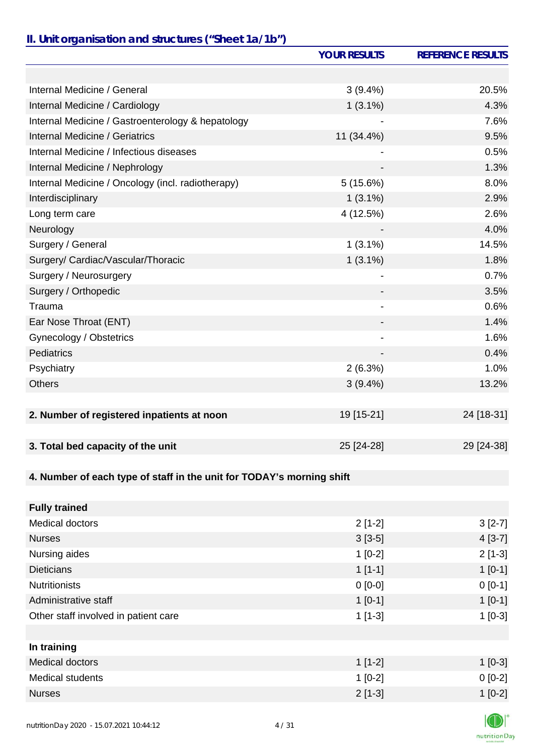## II. Unit organisation and structures ("Sheet 1a/1b")

| | YOUR RESULTS | REFERENCE RESULTS |
|---|---|---|
| | | |
| Internal Medicine / General | 3 (9.4%) | 20.5% |
| Internal Medicine / Cardiology | 1 (3.1%) | 4.3% |
| Internal Medicine / Gastroenterology & hepatology | - | 7.6% |
| Internal Medicine / Geriatrics | 11 (34.4%) | 9.5% |
| Internal Medicine / Infectious diseases | - | 0.5% |
| Internal Medicine / Nephrology | - | 1.3% |
| Internal Medicine / Oncology (incl. radiotherapy) | 5 (15.6%) | 8.0% |
| Interdisciplinary | 1 (3.1%) | 2.9% |
| Long term care | 4 (12.5%) | 2.6% |
| Neurology | - | 4.0% |
| Surgery / General | 1 (3.1%) | 14.5% |
| Surgery/ Cardiac/Vascular/Thoracic | 1 (3.1%) | 1.8% |
| Surgery / Neurosurgery | - | 0.7% |
| Surgery / Orthopedic | - | 3.5% |
| Trauma | - | 0.6% |
| Ear Nose Throat (ENT) | - | 1.4% |
| Gynecology / Obstetrics | - | 1.6% |
| Pediatrics | - | 0.4% |
| Psychiatry | 2 (6.3%) | 1.0% |
| Others | 3 (9.4%) | 13.2% |
| | | |
| **2. Number of registered inpatients at noon** | 19 [15-21] | 24 [18-31] |
| | | |
| **3. Total bed capacity of the unit** | 25 [24-28] | 29 [24-38] |
| | | |
| **4. Number of each type of staff in the unit for TODAY's morning shift** | | |
| | | |
| **Fully trained** | | |
| Medical doctors | 2 [1-2] | 3 [2-7] |
| Nurses | 3 [3-5] | 4 [3-7] |
| Nursing aides | 1 [0-2] | 2 [1-3] |
| Dieticians | 1 [1-1] | 1 [0-1] |
| Nutritionists | 0 [0-0] | 0 [0-1] |
| Administrative staff | 1 [0-1] | 1 [0-1] |
| Other staff involved in patient care | 1 [1-3] | 1 [0-3] |
| | | |
| **In training** | | |
| Medical doctors | 1 [1-2] | 1 [0-3] |
| Medical students | 1 [0-2] | 0 [0-2] |
| Nurses | 2 [1-3] | 1 [0-2] |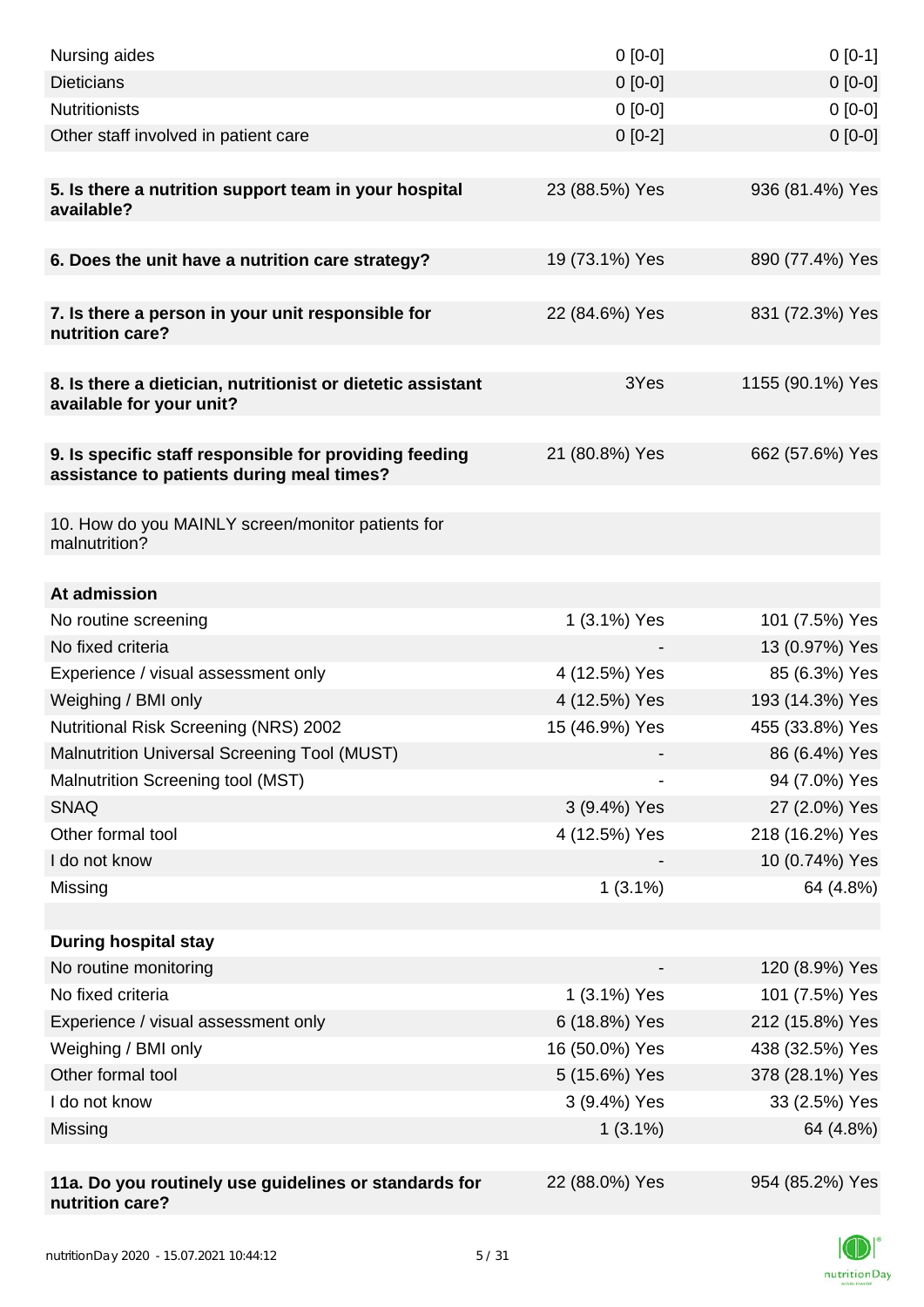| | | |
|---|---|---|
| Nursing aides | 0 [0-0] | 0 [0-1] |
| Dieticians | 0 [0-0] | 0 [0-0] |
| Nutritionists | 0 [0-0] | 0 [0-0] |
| Other staff involved in patient care | 0 [0-2] | 0 [0-0] |
| | | |
| **5. Is there a nutrition support team in your hospital available?** | 23 (88.5%) Yes | 936 (81.4%) Yes |
| | | |
| **6. Does the unit have a nutrition care strategy?** | 19 (73.1%) Yes | 890 (77.4%) Yes |
| | | |
| **7. Is there a person in your unit responsible for nutrition care?** | 22 (84.6%) Yes | 831 (72.3%) Yes |
| | | |
| **8. Is there a dietician, nutritionist or dietetic assistant available for your unit?** | 3Yes | 1155 (90.1%) Yes |
| | | |
| **9. Is specific staff responsible for providing feeding assistance to patients during meal times?** | 21 (80.8%) Yes | 662 (57.6%) Yes |
| | | |
| 10. How do you MAINLY screen/monitor patients for malnutrition? | | |
| | | |
| **At admission** | | |
| No routine screening | 1 (3.1%) Yes | 101 (7.5%) Yes |
| No fixed criteria | - | 13 (0.97%) Yes |
| Experience / visual assessment only | 4 (12.5%) Yes | 85 (6.3%) Yes |
| Weighing / BMI only | 4 (12.5%) Yes | 193 (14.3%) Yes |
| Nutritional Risk Screening (NRS) 2002 | 15 (46.9%) Yes | 455 (33.8%) Yes |
| Malnutrition Universal Screening Tool (MUST) | - | 86 (6.4%) Yes |
| Malnutrition Screening tool (MST) | - | 94 (7.0%) Yes |
| SNAQ | 3 (9.4%) Yes | 27 (2.0%) Yes |
| Other formal tool | 4 (12.5%) Yes | 218 (16.2%) Yes |
| I do not know | - | 10 (0.74%) Yes |
| Missing | 1 (3.1%) | 64 (4.8%) |
| | | |
| **During hospital stay** | | |
| No routine monitoring | - | 120 (8.9%) Yes |
| No fixed criteria | 1 (3.1%) Yes | 101 (7.5%) Yes |
| Experience / visual assessment only | 6 (18.8%) Yes | 212 (15.8%) Yes |
| Weighing / BMI only | 16 (50.0%) Yes | 438 (32.5%) Yes |
| Other formal tool | 5 (15.6%) Yes | 378 (28.1%) Yes |
| I do not know | 3 (9.4%) Yes | 33 (2.5%) Yes |
| Missing | 1 (3.1%) | 64 (4.8%) |
| | | |
| **11a. Do you routinely use guidelines or standards for nutrition care?** | 22 (88.0%) Yes | 954 (85.2%) Yes |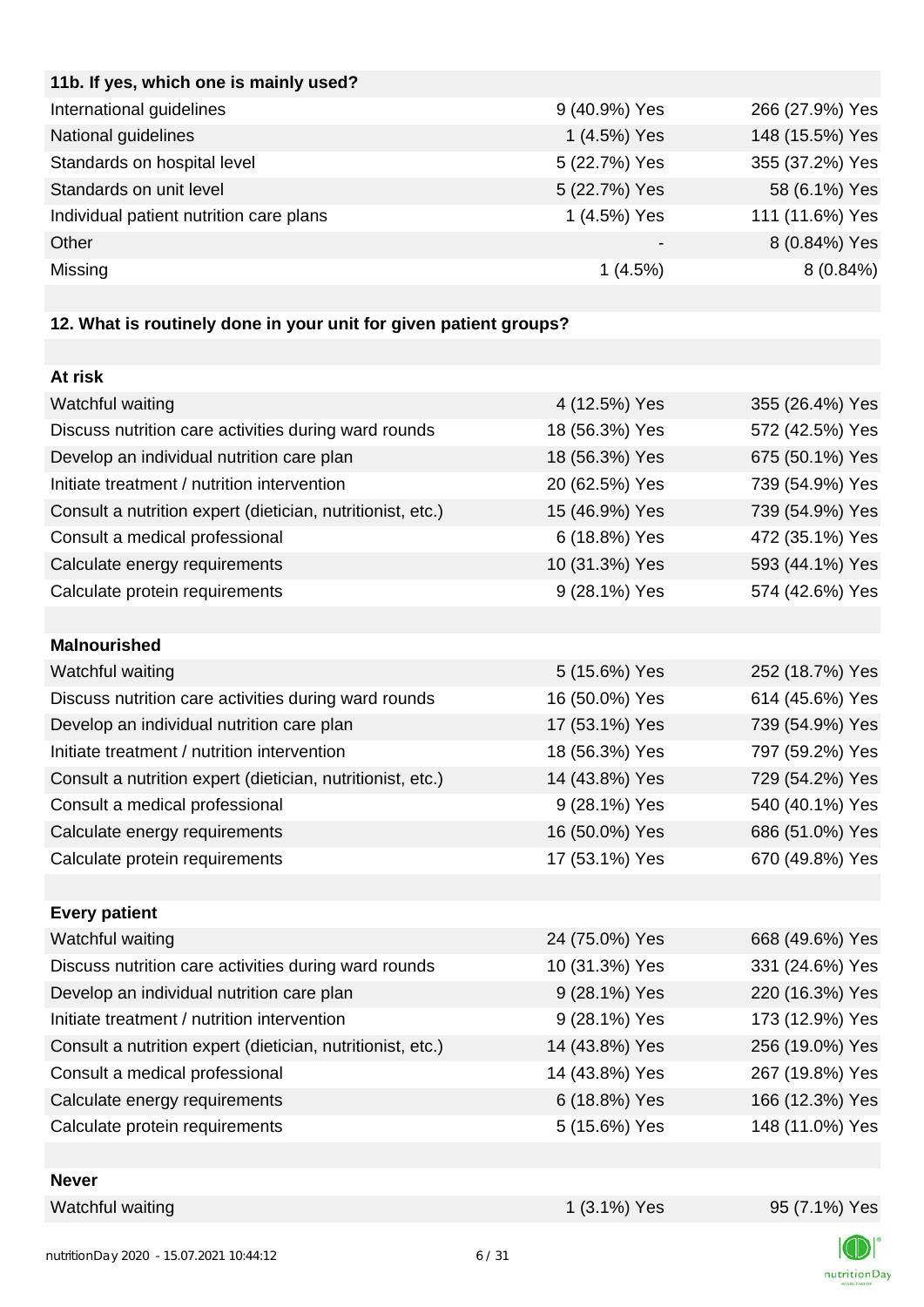| 11b. If yes, which one is mainly used? | | |
|---|---|---|
| International guidelines | 9 (40.9%) Yes | 266 (27.9%) Yes |
| National guidelines | 1 (4.5%) Yes | 148 (15.5%) Yes |
| Standards on hospital level | 5 (22.7%) Yes | 355 (37.2%) Yes |
| Standards on unit level | 5 (22.7%) Yes | 58 (6.1%) Yes |
| Individual patient nutrition care plans | 1 (4.5%) Yes | 111 (11.6%) Yes |
| Other | - | 8 (0.84%) Yes |
| Missing | 1 (4.5%) | 8 (0.84%) |

**12. What is routinely done in your unit for given patient groups?**

| At risk | | |
|---|---|---|
| Watchful waiting | 4 (12.5%) Yes | 355 (26.4%) Yes |
| Discuss nutrition care activities during ward rounds | 18 (56.3%) Yes | 572 (42.5%) Yes |
| Develop an individual nutrition care plan | 18 (56.3%) Yes | 675 (50.1%) Yes |
| Initiate treatment / nutrition intervention | 20 (62.5%) Yes | 739 (54.9%) Yes |
| Consult a nutrition expert (dietician, nutritionist, etc.) | 15 (46.9%) Yes | 739 (54.9%) Yes |
| Consult a medical professional | 6 (18.8%) Yes | 472 (35.1%) Yes |
| Calculate energy requirements | 10 (31.3%) Yes | 593 (44.1%) Yes |
| Calculate protein requirements | 9 (28.1%) Yes | 574 (42.6%) Yes |
| **Malnourished** | | |
| Watchful waiting | 5 (15.6%) Yes | 252 (18.7%) Yes |
| Discuss nutrition care activities during ward rounds | 16 (50.0%) Yes | 614 (45.6%) Yes |
| Develop an individual nutrition care plan | 17 (53.1%) Yes | 739 (54.9%) Yes |
| Initiate treatment / nutrition intervention | 18 (56.3%) Yes | 797 (59.2%) Yes |
| Consult a nutrition expert (dietician, nutritionist, etc.) | 14 (43.8%) Yes | 729 (54.2%) Yes |
| Consult a medical professional | 9 (28.1%) Yes | 540 (40.1%) Yes |
| Calculate energy requirements | 16 (50.0%) Yes | 686 (51.0%) Yes |
| Calculate protein requirements | 17 (53.1%) Yes | 670 (49.8%) Yes |
| **Every patient** | | |
| Watchful waiting | 24 (75.0%) Yes | 668 (49.6%) Yes |
| Discuss nutrition care activities during ward rounds | 10 (31.3%) Yes | 331 (24.6%) Yes |
| Develop an individual nutrition care plan | 9 (28.1%) Yes | 220 (16.3%) Yes |
| Initiate treatment / nutrition intervention | 9 (28.1%) Yes | 173 (12.9%) Yes |
| Consult a nutrition expert (dietician, nutritionist, etc.) | 14 (43.8%) Yes | 256 (19.0%) Yes |
| Consult a medical professional | 14 (43.8%) Yes | 267 (19.8%) Yes |
| Calculate energy requirements | 6 (18.8%) Yes | 166 (12.3%) Yes |
| Calculate protein requirements | 5 (15.6%) Yes | 148 (11.0%) Yes |
| **Never** | | |
| Watchful waiting | 1 (3.1%) Yes | 95 (7.1%) Yes |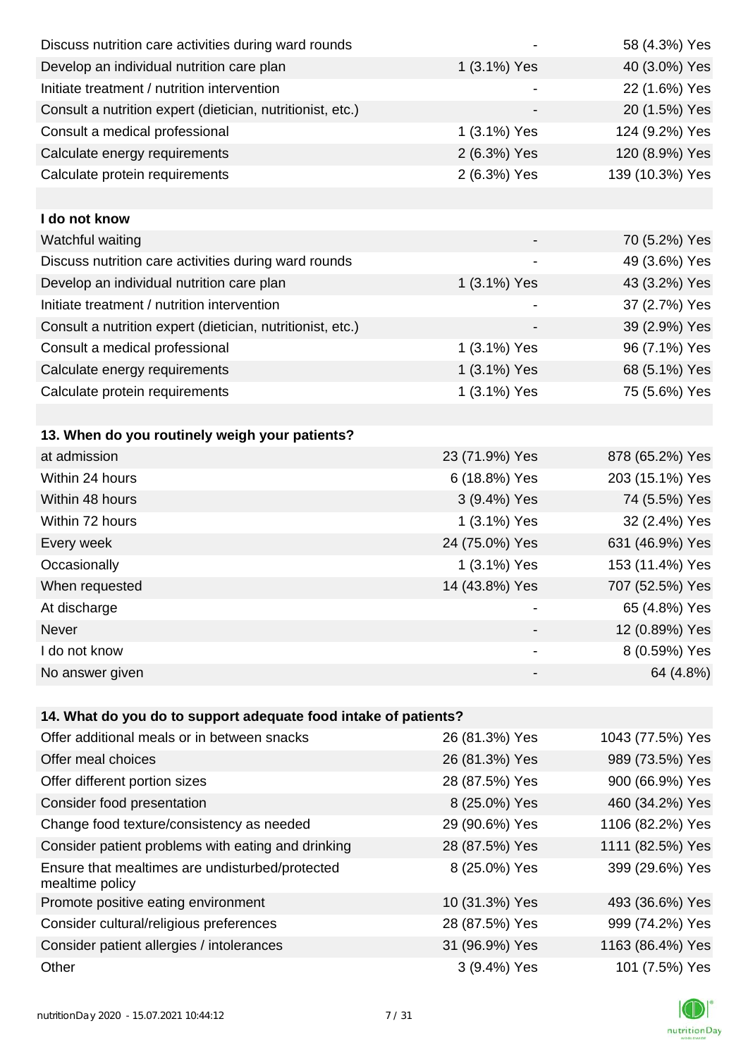| | | |
|---|---|---|
| Discuss nutrition care activities during ward rounds | - | 58 (4.3%) Yes |
| Develop an individual nutrition care plan | 1 (3.1%) Yes | 40 (3.0%) Yes |
| Initiate treatment / nutrition intervention | - | 22 (1.6%) Yes |
| Consult a nutrition expert (dietician, nutritionist, etc.) | - | 20 (1.5%) Yes |
| Consult a medical professional | 1 (3.1%) Yes | 124 (9.2%) Yes |
| Calculate energy requirements | 2 (6.3%) Yes | 120 (8.9%) Yes |
| Calculate protein requirements | 2 (6.3%) Yes | 139 (10.3%) Yes |
| | | |
| **I do not know** | | |
| Watchful waiting | - | 70 (5.2%) Yes |
| Discuss nutrition care activities during ward rounds | - | 49 (3.6%) Yes |
| Develop an individual nutrition care plan | 1 (3.1%) Yes | 43 (3.2%) Yes |
| Initiate treatment / nutrition intervention | - | 37 (2.7%) Yes |
| Consult a nutrition expert (dietician, nutritionist, etc.) | - | 39 (2.9%) Yes |
| Consult a medical professional | 1 (3.1%) Yes | 96 (7.1%) Yes |
| Calculate energy requirements | 1 (3.1%) Yes | 68 (5.1%) Yes |
| Calculate protein requirements | 1 (3.1%) Yes | 75 (5.6%) Yes |

| **13. When do you routinely weigh your patients?** | | |
|---|---|---|
| at admission | 23 (71.9%) Yes | 878 (65.2%) Yes |
| Within 24 hours | 6 (18.8%) Yes | 203 (15.1%) Yes |
| Within 48 hours | 3 (9.4%) Yes | 74 (5.5%) Yes |
| Within 72 hours | 1 (3.1%) Yes | 32 (2.4%) Yes |
| Every week | 24 (75.0%) Yes | 631 (46.9%) Yes |
| Occasionally | 1 (3.1%) Yes | 153 (11.4%) Yes |
| When requested | 14 (43.8%) Yes | 707 (52.5%) Yes |
| At discharge | - | 65 (4.8%) Yes |
| Never | - | 12 (0.89%) Yes |
| I do not know | - | 8 (0.59%) Yes |
| No answer given | - | 64 (4.8%) |

| **14. What do you do to support adequate food intake of patients?** | | |
|---|---|---|
| Offer additional meals or in between snacks | 26 (81.3%) Yes | 1043 (77.5%) Yes |
| Offer meal choices | 26 (81.3%) Yes | 989 (73.5%) Yes |
| Offer different portion sizes | 28 (87.5%) Yes | 900 (66.9%) Yes |
| Consider food presentation | 8 (25.0%) Yes | 460 (34.2%) Yes |
| Change food texture/consistency as needed | 29 (90.6%) Yes | 1106 (82.2%) Yes |
| Consider patient problems with eating and drinking | 28 (87.5%) Yes | 1111 (82.5%) Yes |
| Ensure that mealtimes are undisturbed/protected mealtime policy | 8 (25.0%) Yes | 399 (29.6%) Yes |
| Promote positive eating environment | 10 (31.3%) Yes | 493 (36.6%) Yes |
| Consider cultural/religious preferences | 28 (87.5%) Yes | 999 (74.2%) Yes |
| Consider patient allergies / intolerances | 31 (96.9%) Yes | 1163 (86.4%) Yes |
| Other | 3 (9.4%) Yes | 101 (7.5%) Yes |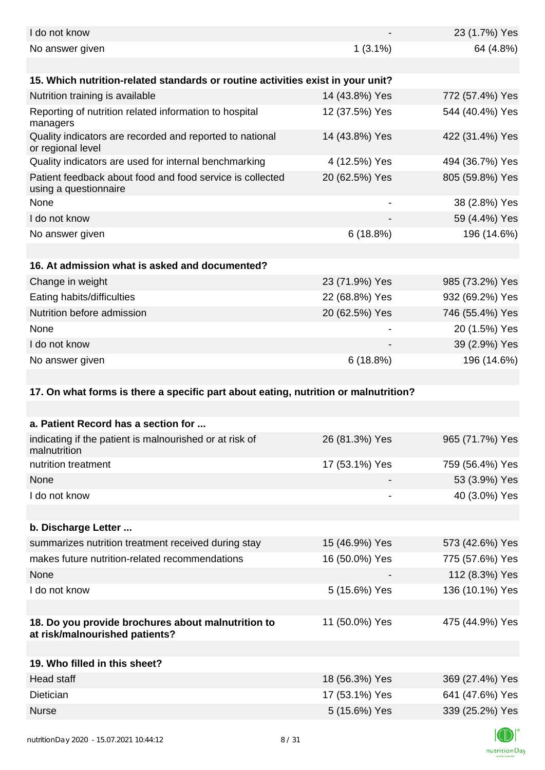| | | |
|---|---|---|
| I do not know | - | 23 (1.7%) Yes |
| No answer given | 1 (3.1%) | 64 (4.8%) |
| | | |
| **15. Which nutrition-related standards or routine activities exist in your unit?** | | |
| Nutrition training is available | 14 (43.8%) Yes | 772 (57.4%) Yes |
| Reporting of nutrition related information to hospital managers | 12 (37.5%) Yes | 544 (40.4%) Yes |
| Quality indicators are recorded and reported to national or regional level | 14 (43.8%) Yes | 422 (31.4%) Yes |
| Quality indicators are used for internal benchmarking | 4 (12.5%) Yes | 494 (36.7%) Yes |
| Patient feedback about food and food service is collected using a questionnaire | 20 (62.5%) Yes | 805 (59.8%) Yes |
| None | - | 38 (2.8%) Yes |
| I do not know | - | 59 (4.4%) Yes |
| No answer given | 6 (18.8%) | 196 (14.6%) |
| | | |
| **16. At admission what is asked and documented?** | | |
| Change in weight | 23 (71.9%) Yes | 985 (73.2%) Yes |
| Eating habits/difficulties | 22 (68.8%) Yes | 932 (69.2%) Yes |
| Nutrition before admission | 20 (62.5%) Yes | 746 (55.4%) Yes |
| None | - | 20 (1.5%) Yes |
| I do not know | - | 39 (2.9%) Yes |
| No answer given | 6 (18.8%) | 196 (14.6%) |
| | | |
| **17. On what forms is there a specific part about eating, nutrition or malnutrition?** | | |
| | | |
| **a. Patient Record has a section for ...** | | |
| indicating if the patient is malnourished or at risk of malnutrition | 26 (81.3%) Yes | 965 (71.7%) Yes |
| nutrition treatment | 17 (53.1%) Yes | 759 (56.4%) Yes |
| None | - | 53 (3.9%) Yes |
| I do not know | - | 40 (3.0%) Yes |
| | | |
| **b. Discharge Letter ...** | | |
| summarizes nutrition treatment received during stay | 15 (46.9%) Yes | 573 (42.6%) Yes |
| makes future nutrition-related recommendations | 16 (50.0%) Yes | 775 (57.6%) Yes |
| None | - | 112 (8.3%) Yes |
| I do not know | 5 (15.6%) Yes | 136 (10.1%) Yes |
| | | |
| **18. Do you provide brochures about malnutrition to at risk/malnourished patients?** | 11 (50.0%) Yes | 475 (44.9%) Yes |
| | | |
| **19. Who filled in this sheet?** | | |
| Head staff | 18 (56.3%) Yes | 369 (27.4%) Yes |
| Dietician | 17 (53.1%) Yes | 641 (47.6%) Yes |
| Nurse | 5 (15.6%) Yes | 339 (25.2%) Yes |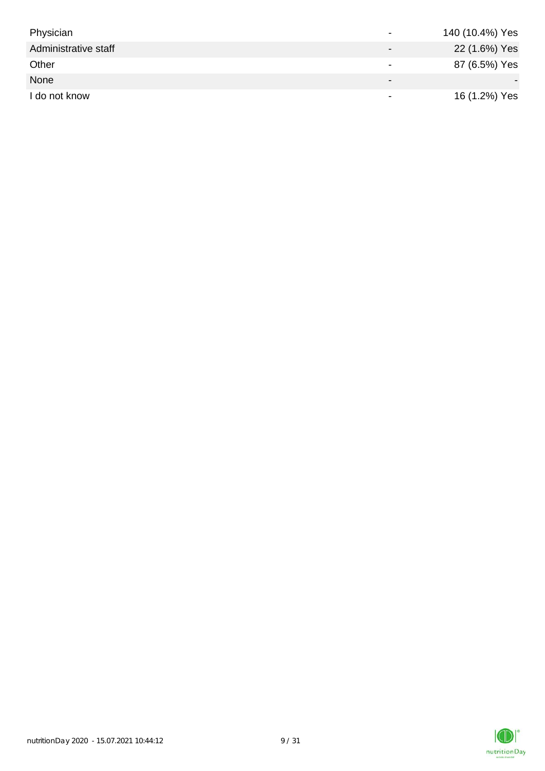| | | |
|---|---|---|
| Physician | - | 140 (10.4%) Yes |
| Administrative staff | - | 22 (1.6%) Yes |
| Other | - | 87 (6.5%) Yes |
| None | - | - |
| I do not know | - | 16 (1.2%) Yes |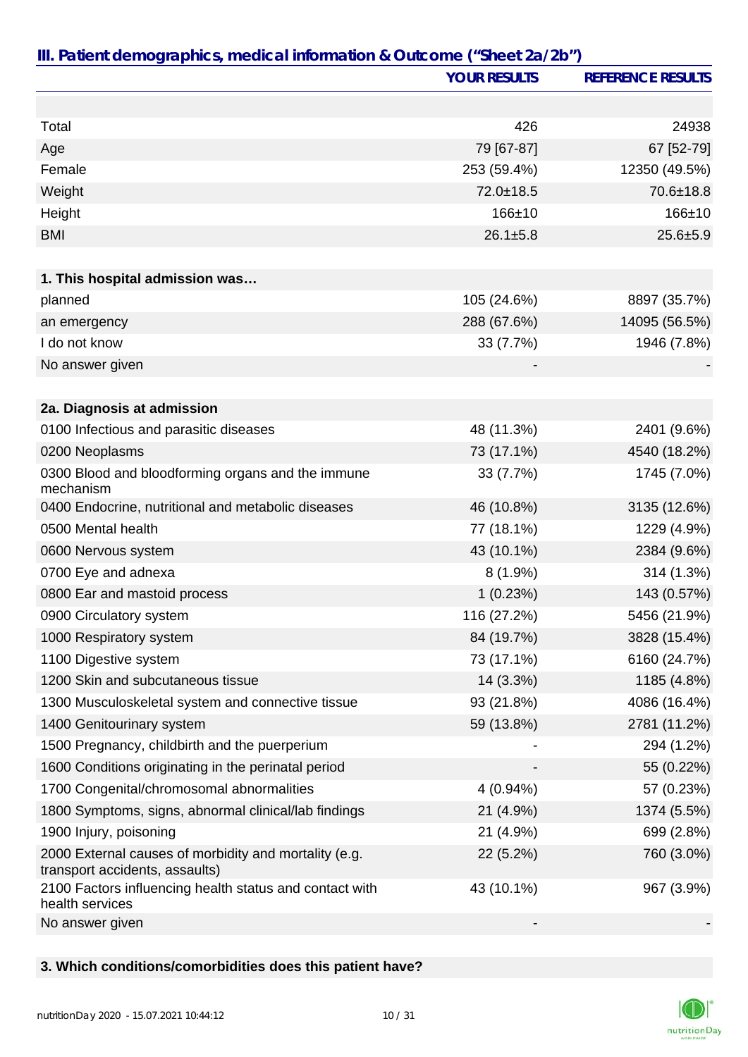## III. Patient demographics, medical information & Outcome ("Sheet 2a/2b")

| | YOUR RESULTS | REFERENCE RESULTS |
|---|---|---|
| Total | 426 | 24938 |
| Age | 79 [67-87] | 67 [52-79] |
| Female | 253 (59.4%) | 12350 (49.5%) |
| Weight | 72.0±18.5 | 70.6±18.8 |
| Height | 166±10 | 166±10 |
| BMI | 26.1±5.8 | 25.6±5.9 |
| **1. This hospital admission was…** | | |
| planned | 105 (24.6%) | 8897 (35.7%) |
| an emergency | 288 (67.6%) | 14095 (56.5%) |
| I do not know | 33 (7.7%) | 1946 (7.8%) |
| No answer given | - | - |
| **2a. Diagnosis at admission** | | |
| 0100 Infectious and parasitic diseases | 48 (11.3%) | 2401 (9.6%) |
| 0200 Neoplasms | 73 (17.1%) | 4540 (18.2%) |
| 0300 Blood and bloodforming organs and the immune mechanism | 33 (7.7%) | 1745 (7.0%) |
| 0400 Endocrine, nutritional and metabolic diseases | 46 (10.8%) | 3135 (12.6%) |
| 0500 Mental health | 77 (18.1%) | 1229 (4.9%) |
| 0600 Nervous system | 43 (10.1%) | 2384 (9.6%) |
| 0700 Eye and adnexa | 8 (1.9%) | 314 (1.3%) |
| 0800 Ear and mastoid process | 1 (0.23%) | 143 (0.57%) |
| 0900 Circulatory system | 116 (27.2%) | 5456 (21.9%) |
| 1000 Respiratory system | 84 (19.7%) | 3828 (15.4%) |
| 1100 Digestive system | 73 (17.1%) | 6160 (24.7%) |
| 1200 Skin and subcutaneous tissue | 14 (3.3%) | 1185 (4.8%) |
| 1300 Musculoskeletal system and connective tissue | 93 (21.8%) | 4086 (16.4%) |
| 1400 Genitourinary system | 59 (13.8%) | 2781 (11.2%) |
| 1500 Pregnancy, childbirth and the puerperium | - | 294 (1.2%) |
| 1600 Conditions originating in the perinatal period | - | 55 (0.22%) |
| 1700 Congenital/chromosomal abnormalities | 4 (0.94%) | 57 (0.23%) |
| 1800 Symptoms, signs, abnormal clinical/lab findings | 21 (4.9%) | 1374 (5.5%) |
| 1900 Injury, poisoning | 21 (4.9%) | 699 (2.8%) |
| 2000 External causes of morbidity and mortality (e.g. transport accidents, assaults) | 22 (5.2%) | 760 (3.0%) |
| 2100 Factors influencing health status and contact with health services | 43 (10.1%) | 967 (3.9%) |
| No answer given | - | - |
| **3. Which conditions/comorbidities does this patient have?** | | |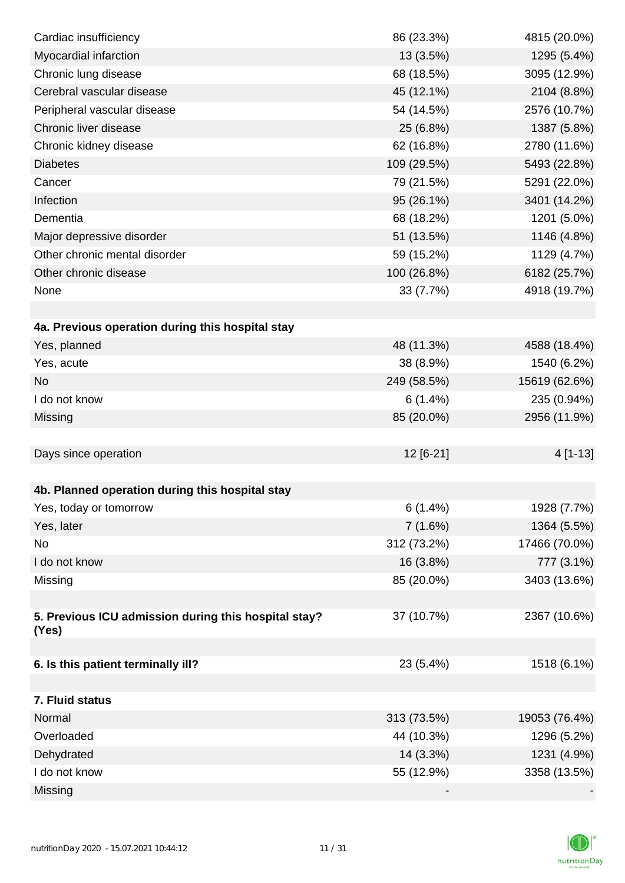| | | |
|---|---|---|
| Cardiac insufficiency | 86 (23.3%) | 4815 (20.0%) |
| Myocardial infarction | 13 (3.5%) | 1295 (5.4%) |
| Chronic lung disease | 68 (18.5%) | 3095 (12.9%) |
| Cerebral vascular disease | 45 (12.1%) | 2104 (8.8%) |
| Peripheral vascular disease | 54 (14.5%) | 2576 (10.7%) |
| Chronic liver disease | 25 (6.8%) | 1387 (5.8%) |
| Chronic kidney disease | 62 (16.8%) | 2780 (11.6%) |
| Diabetes | 109 (29.5%) | 5493 (22.8%) |
| Cancer | 79 (21.5%) | 5291 (22.0%) |
| Infection | 95 (26.1%) | 3401 (14.2%) |
| Dementia | 68 (18.2%) | 1201 (5.0%) |
| Major depressive disorder | 51 (13.5%) | 1146 (4.8%) |
| Other chronic mental disorder | 59 (15.2%) | 1129 (4.7%) |
| Other chronic disease | 100 (26.8%) | 6182 (25.7%) |
| None | 33 (7.7%) | 4918 (19.7%) |
| | | |
| **4a. Previous operation during this hospital stay** | | |
| Yes, planned | 48 (11.3%) | 4588 (18.4%) |
| Yes, acute | 38 (8.9%) | 1540 (6.2%) |
| No | 249 (58.5%) | 15619 (62.6%) |
| I do not know | 6 (1.4%) | 235 (0.94%) |
| Missing | 85 (20.0%) | 2956 (11.9%) |
| | | |
| Days since operation | 12 [6-21] | 4 [1-13] |
| | | |
| **4b. Planned operation during this hospital stay** | | |
| Yes, today or tomorrow | 6 (1.4%) | 1928 (7.7%) |
| Yes, later | 7 (1.6%) | 1364 (5.5%) |
| No | 312 (73.2%) | 17466 (70.0%) |
| I do not know | 16 (3.8%) | 777 (3.1%) |
| Missing | 85 (20.0%) | 3403 (13.6%) |
| | | |
| **5. Previous ICU admission during this hospital stay? (Yes)** | 37 (10.7%) | 2367 (10.6%) |
| | | |
| **6. Is this patient terminally ill?** | 23 (5.4%) | 1518 (6.1%) |
| | | |
| **7. Fluid status** | | |
| Normal | 313 (73.5%) | 19053 (76.4%) |
| Overloaded | 44 (10.3%) | 1296 (5.2%) |
| Dehydrated | 14 (3.3%) | 1231 (4.9%) |
| I do not know | 55 (12.9%) | 3358 (13.5%) |
| Missing | - | - |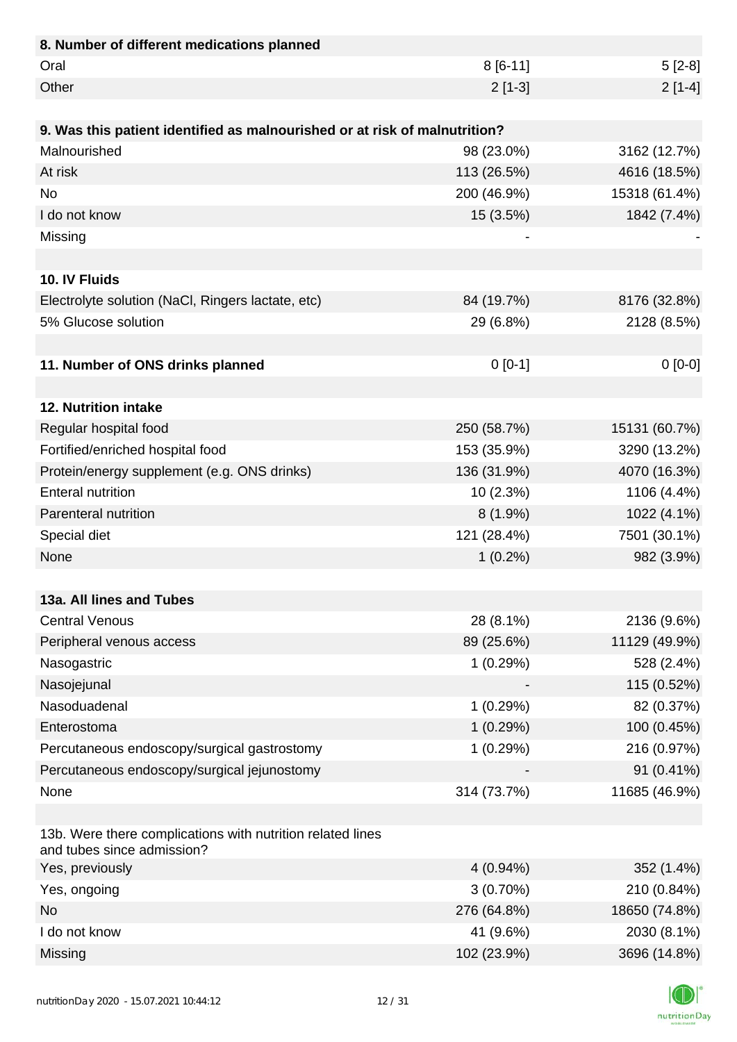| **8. Number of different medications planned** | | |
|---|---|---|
| Oral | 8 [6-11] | 5 [2-8] |
| Other | 2 [1-3] | 2 [1-4] |
| | | |
| **9. Was this patient identified as malnourished or at risk of malnutrition?** | | |
| Malnourished | 98 (23.0%) | 3162 (12.7%) |
| At risk | 113 (26.5%) | 4616 (18.5%) |
| No | 200 (46.9%) | 15318 (61.4%) |
| I do not know | 15 (3.5%) | 1842 (7.4%) |
| Missing | - | - |
| | | |
| **10. IV Fluids** | | |
| Electrolyte solution (NaCl, Ringers lactate, etc) | 84 (19.7%) | 8176 (32.8%) |
| 5% Glucose solution | 29 (6.8%) | 2128 (8.5%) |
| | | |
| **11. Number of ONS drinks planned** | 0 [0-1] | 0 [0-0] |
| | | |
| **12. Nutrition intake** | | |
| Regular hospital food | 250 (58.7%) | 15131 (60.7%) |
| Fortified/enriched hospital food | 153 (35.9%) | 3290 (13.2%) |
| Protein/energy supplement (e.g. ONS drinks) | 136 (31.9%) | 4070 (16.3%) |
| Enteral nutrition | 10 (2.3%) | 1106 (4.4%) |
| Parenteral nutrition | 8 (1.9%) | 1022 (4.1%) |
| Special diet | 121 (28.4%) | 7501 (30.1%) |
| None | 1 (0.2%) | 982 (3.9%) |
| | | |
| **13a. All lines and Tubes** | | |
| Central Venous | 28 (8.1%) | 2136 (9.6%) |
| Peripheral venous access | 89 (25.6%) | 11129 (49.9%) |
| Nasogastric | 1 (0.29%) | 528 (2.4%) |
| Nasojejunal | - | 115 (0.52%) |
| Nasoduadenal | 1 (0.29%) | 82 (0.37%) |
| Enterostoma | 1 (0.29%) | 100 (0.45%) |
| Percutaneous endoscopy/surgical gastrostomy | 1 (0.29%) | 216 (0.97%) |
| Percutaneous endoscopy/surgical jejunostomy | - | 91 (0.41%) |
| None | 314 (73.7%) | 11685 (46.9%) |
| | | |
| 13b. Were there complications with nutrition related lines and tubes since admission? | | |
| Yes, previously | 4 (0.94%) | 352 (1.4%) |
| Yes, ongoing | 3 (0.70%) | 210 (0.84%) |
| No | 276 (64.8%) | 18650 (74.8%) |
| I do not know | 41 (9.6%) | 2030 (8.1%) |
| Missing | 102 (23.9%) | 3696 (14.8%) |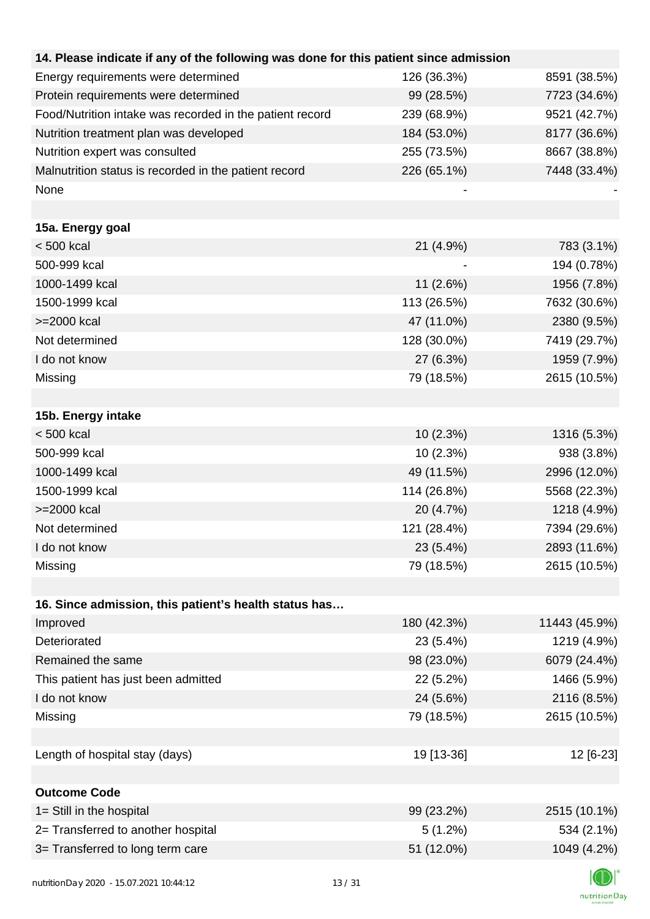| 14. Please indicate if any of the following was done for this patient since admission | | |
|---|---|---|
| Energy requirements were determined | 126 (36.3%) | 8591 (38.5%) |
| Protein requirements were determined | 99 (28.5%) | 7723 (34.6%) |
| Food/Nutrition intake was recorded in the patient record | 239 (68.9%) | 9521 (42.7%) |
| Nutrition treatment plan was developed | 184 (53.0%) | 8177 (36.6%) |
| Nutrition expert was consulted | 255 (73.5%) | 8667 (38.8%) |
| Malnutrition status is recorded in the patient record | 226 (65.1%) | 7448 (33.4%) |
| None | - | - |
| | | |
| **15a. Energy goal** | | |
| < 500 kcal | 21 (4.9%) | 783 (3.1%) |
| 500-999 kcal | - | 194 (0.78%) |
| 1000-1499 kcal | 11 (2.6%) | 1956 (7.8%) |
| 1500-1999 kcal | 113 (26.5%) | 7632 (30.6%) |
| >=2000 kcal | 47 (11.0%) | 2380 (9.5%) |
| Not determined | 128 (30.0%) | 7419 (29.7%) |
| I do not know | 27 (6.3%) | 1959 (7.9%) |
| Missing | 79 (18.5%) | 2615 (10.5%) |
| | | |
| **15b. Energy intake** | | |
| < 500 kcal | 10 (2.3%) | 1316 (5.3%) |
| 500-999 kcal | 10 (2.3%) | 938 (3.8%) |
| 1000-1499 kcal | 49 (11.5%) | 2996 (12.0%) |
| 1500-1999 kcal | 114 (26.8%) | 5568 (22.3%) |
| >=2000 kcal | 20 (4.7%) | 1218 (4.9%) |
| Not determined | 121 (28.4%) | 7394 (29.6%) |
| I do not know | 23 (5.4%) | 2893 (11.6%) |
| Missing | 79 (18.5%) | 2615 (10.5%) |
| | | |
| **16. Since admission, this patient's health status has…** | | |
| Improved | 180 (42.3%) | 11443 (45.9%) |
| Deteriorated | 23 (5.4%) | 1219 (4.9%) |
| Remained the same | 98 (23.0%) | 6079 (24.4%) |
| This patient has just been admitted | 22 (5.2%) | 1466 (5.9%) |
| I do not know | 24 (5.6%) | 2116 (8.5%) |
| Missing | 79 (18.5%) | 2615 (10.5%) |
| | | |
| Length of hospital stay (days) | 19 [13-36] | 12 [6-23] |
| | | |
| **Outcome Code** | | |
| 1= Still in the hospital | 99 (23.2%) | 2515 (10.1%) |
| 2= Transferred to another hospital | 5 (1.2%) | 534 (2.1%) |
| 3= Transferred to long term care | 51 (12.0%) | 1049 (4.2%) |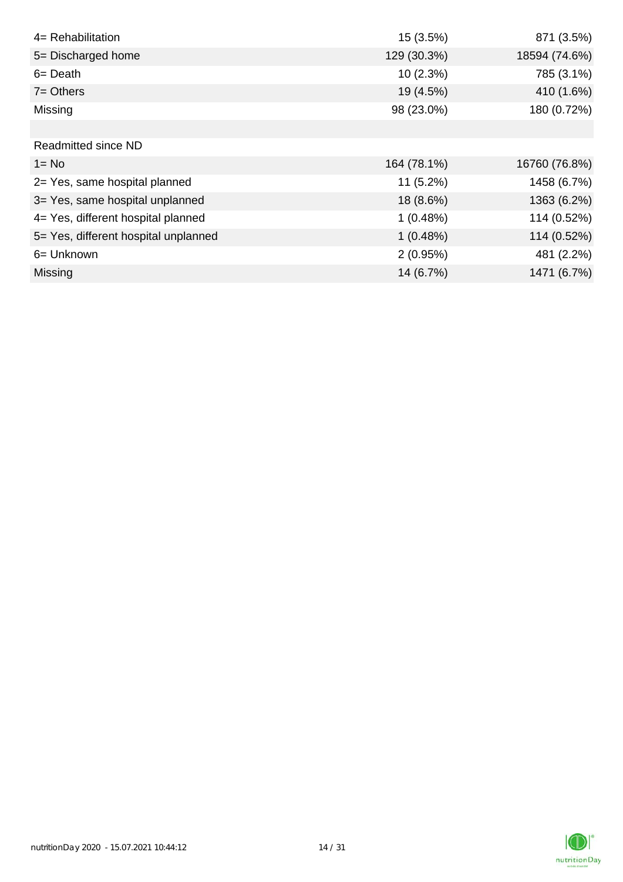| | | |
|---|---|---|
| 4= Rehabilitation | 15 (3.5%) | 871 (3.5%) |
| 5= Discharged home | 129 (30.3%) | 18594 (74.6%) |
| 6= Death | 10 (2.3%) | 785 (3.1%) |
| 7= Others | 19 (4.5%) | 410 (1.6%) |
| Missing | 98 (23.0%) | 180 (0.72%) |
| | | |
| Readmitted since ND | | |
| 1= No | 164 (78.1%) | 16760 (76.8%) |
| 2= Yes, same hospital planned | 11 (5.2%) | 1458 (6.7%) |
| 3= Yes, same hospital unplanned | 18 (8.6%) | 1363 (6.2%) |
| 4= Yes, different hospital planned | 1 (0.48%) | 114 (0.52%) |
| 5= Yes, different hospital unplanned | 1 (0.48%) | 114 (0.52%) |
| 6= Unknown | 2 (0.95%) | 481 (2.2%) |
| Missing | 14 (6.7%) | 1471 (6.7%) |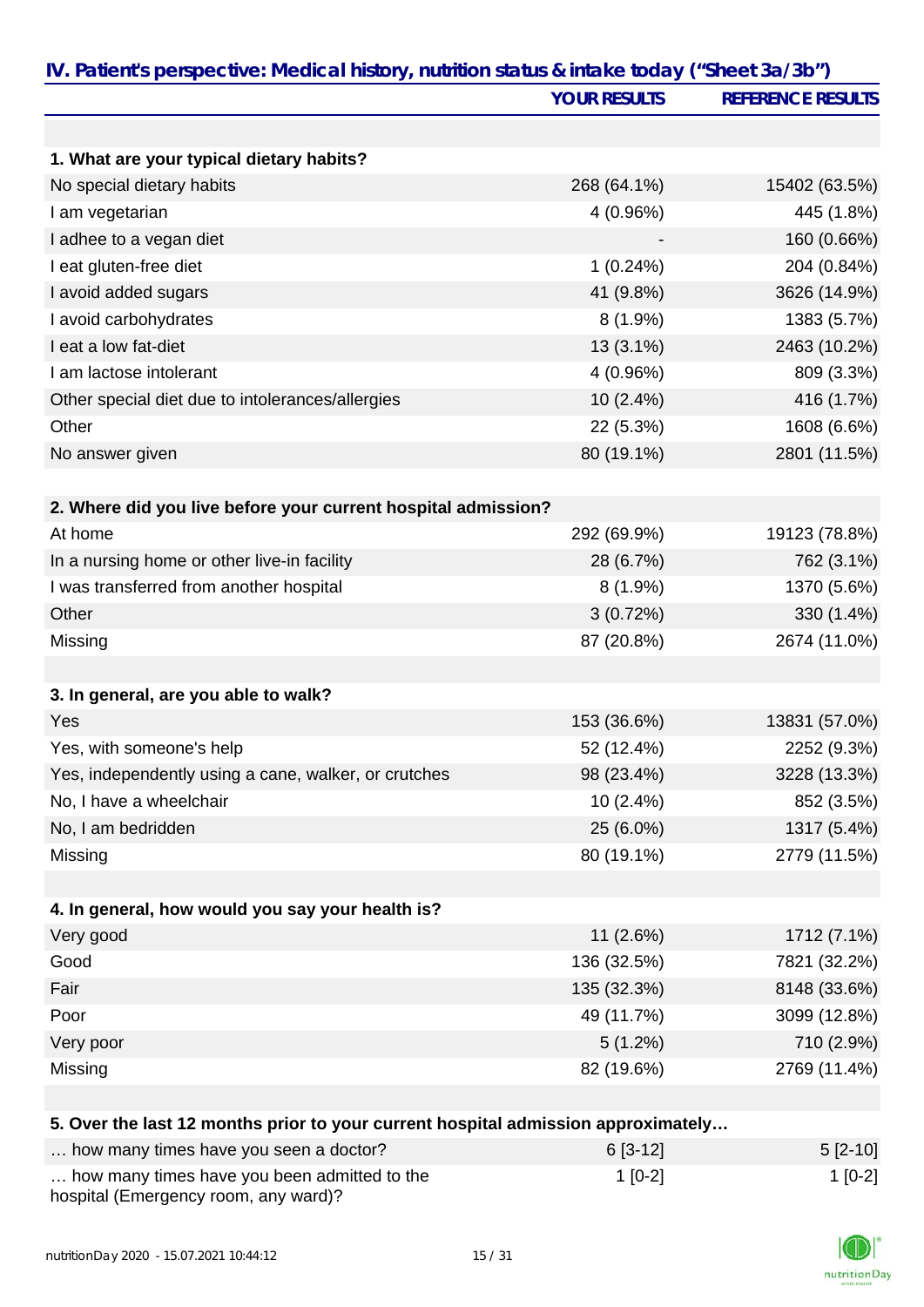## IV. Patient's perspective: Medical history, nutrition status & intake today ("Sheet 3a/3b")

| | YOUR RESULTS | REFERENCE RESULTS |
|---|---|---|
| **1. What are your typical dietary habits?** | | |
| No special dietary habits | 268 (64.1%) | 15402 (63.5%) |
| I am vegetarian | 4 (0.96%) | 445 (1.8%) |
| I adhee to a vegan diet | - | 160 (0.66%) |
| I eat gluten-free diet | 1 (0.24%) | 204 (0.84%) |
| I avoid added sugars | 41 (9.8%) | 3626 (14.9%) |
| I avoid carbohydrates | 8 (1.9%) | 1383 (5.7%) |
| I eat a low fat-diet | 13 (3.1%) | 2463 (10.2%) |
| I am lactose intolerant | 4 (0.96%) | 809 (3.3%) |
| Other special diet due to intolerances/allergies | 10 (2.4%) | 416 (1.7%) |
| Other | 22 (5.3%) | 1608 (6.6%) |
| No answer given | 80 (19.1%) | 2801 (11.5%) |
| **2. Where did you live before your current hospital admission?** | | |
| At home | 292 (69.9%) | 19123 (78.8%) |
| In a nursing home or other live-in facility | 28 (6.7%) | 762 (3.1%) |
| I was transferred from another hospital | 8 (1.9%) | 1370 (5.6%) |
| Other | 3 (0.72%) | 330 (1.4%) |
| Missing | 87 (20.8%) | 2674 (11.0%) |
| **3. In general, are you able to walk?** | | |
| Yes | 153 (36.6%) | 13831 (57.0%) |
| Yes, with someone's help | 52 (12.4%) | 2252 (9.3%) |
| Yes, independently using a cane, walker, or crutches | 98 (23.4%) | 3228 (13.3%) |
| No, I have a wheelchair | 10 (2.4%) | 852 (3.5%) |
| No, I am bedridden | 25 (6.0%) | 1317 (5.4%) |
| Missing | 80 (19.1%) | 2779 (11.5%) |
| **4. In general, how would you say your health is?** | | |
| Very good | 11 (2.6%) | 1712 (7.1%) |
| Good | 136 (32.5%) | 7821 (32.2%) |
| Fair | 135 (32.3%) | 8148 (33.6%) |
| Poor | 49 (11.7%) | 3099 (12.8%) |
| Very poor | 5 (1.2%) | 710 (2.9%) |
| Missing | 82 (19.6%) | 2769 (11.4%) |
| **5. Over the last 12 months prior to your current hospital admission approximately…** | | |
| … how many times have you seen a doctor? | 6 [3-12] | 5 [2-10] |
| … how many times have you been admitted to the hospital (Emergency room, any ward)? | 1 [0-2] | 1 [0-2] |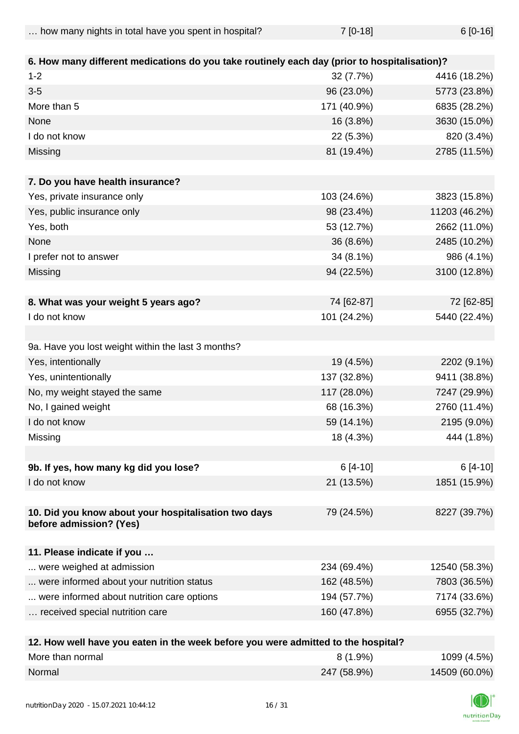| … how many nights in total have you spent in hospital? | 7 [0-18] | 6 [0-16] |
|---|---|---|
| **6. How many different medications do you take routinely each day (prior to hospitalisation)?** | | |
| 1-2 | 32 (7.7%) | 4416 (18.2%) |
| 3-5 | 96 (23.0%) | 5773 (23.8%) |
| More than 5 | 171 (40.9%) | 6835 (28.2%) |
| None | 16 (3.8%) | 3630 (15.0%) |
| I do not know | 22 (5.3%) | 820 (3.4%) |
| Missing | 81 (19.4%) | 2785 (11.5%) |
| **7. Do you have health insurance?** | | |
| Yes, private insurance only | 103 (24.6%) | 3823 (15.8%) |
| Yes, public insurance only | 98 (23.4%) | 11203 (46.2%) |
| Yes, both | 53 (12.7%) | 2662 (11.0%) |
| None | 36 (8.6%) | 2485 (10.2%) |
| I prefer not to answer | 34 (8.1%) | 986 (4.1%) |
| Missing | 94 (22.5%) | 3100 (12.8%) |
| **8. What was your weight 5 years ago?** | 74 [62-87] | 72 [62-85] |
| I do not know | 101 (24.2%) | 5440 (22.4%) |
| 9a. Have you lost weight within the last 3 months? | | |
| Yes, intentionally | 19 (4.5%) | 2202 (9.1%) |
| Yes, unintentionally | 137 (32.8%) | 9411 (38.8%) |
| No, my weight stayed the same | 117 (28.0%) | 7247 (29.9%) |
| No, I gained weight | 68 (16.3%) | 2760 (11.4%) |
| I do not know | 59 (14.1%) | 2195 (9.0%) |
| Missing | 18 (4.3%) | 444 (1.8%) |
| **9b. If yes, how many kg did you lose?** | 6 [4-10] | 6 [4-10] |
| I do not know | 21 (13.5%) | 1851 (15.9%) |
| **10. Did you know about your hospitalisation two days before admission? (Yes)** | 79 (24.5%) | 8227 (39.7%) |
| **11. Please indicate if you …** | | |
| ... were weighed at admission | 234 (69.4%) | 12540 (58.3%) |
| ... were informed about your nutrition status | 162 (48.5%) | 7803 (36.5%) |
| ... were informed about nutrition care options | 194 (57.7%) | 7174 (33.6%) |
| … received special nutrition care | 160 (47.8%) | 6955 (32.7%) |
| **12. How well have you eaten in the week before you were admitted to the hospital?** | | |
| More than normal | 8 (1.9%) | 1099 (4.5%) |
| Normal | 247 (58.9%) | 14509 (60.0%) |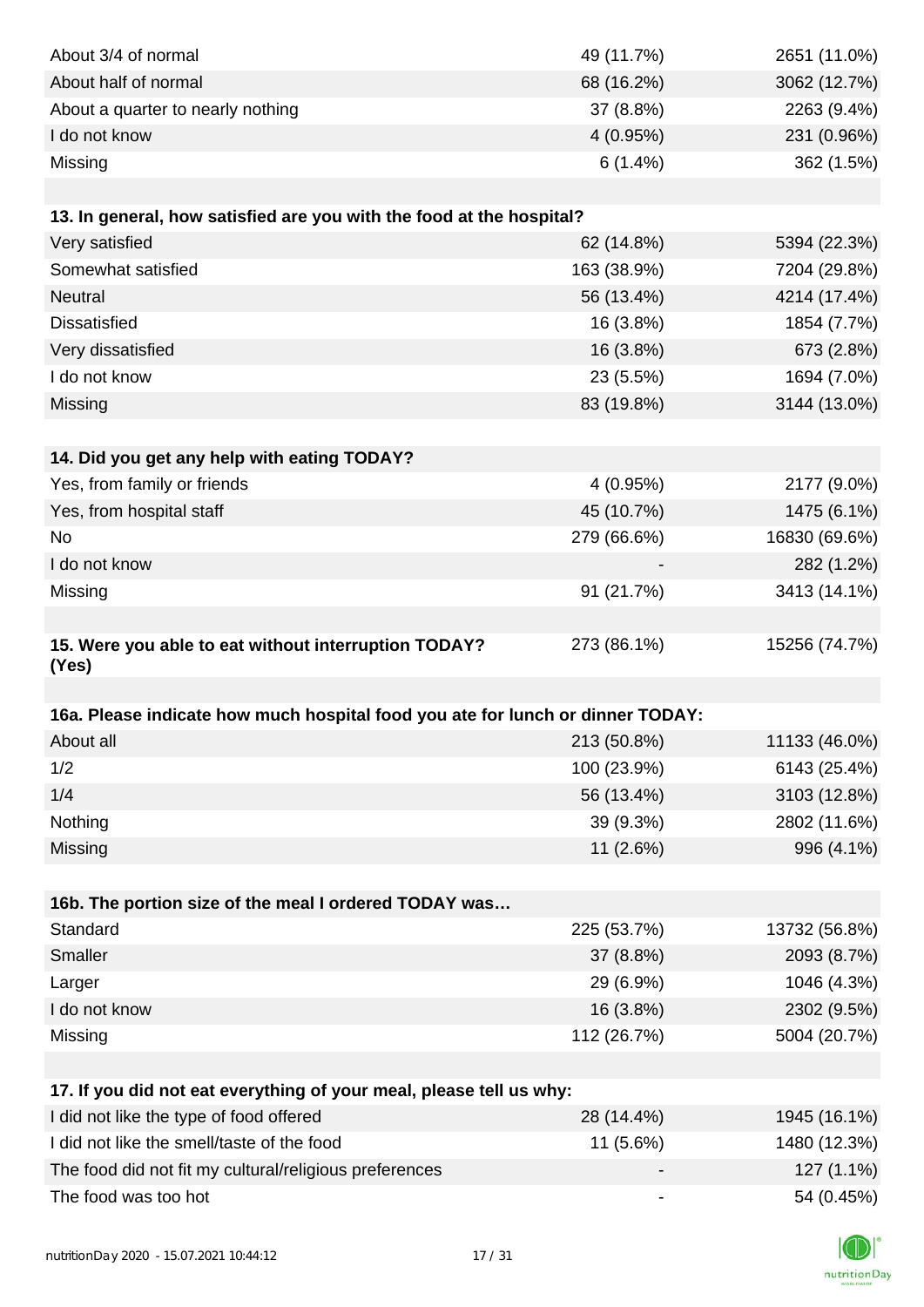| | | |
|---|---|---|
| About 3/4 of normal | 49 (11.7%) | 2651 (11.0%) |
| About half of normal | 68 (16.2%) | 3062 (12.7%) |
| About a quarter to nearly nothing | 37 (8.8%) | 2263 (9.4%) |
| I do not know | 4 (0.95%) | 231 (0.96%) |
| Missing | 6 (1.4%) | 362 (1.5%) |

| **13. In general, how satisfied are you with the food at the hospital?** | | |
|---|---|---|
| Very satisfied | 62 (14.8%) | 5394 (22.3%) |
| Somewhat satisfied | 163 (38.9%) | 7204 (29.8%) |
| Neutral | 56 (13.4%) | 4214 (17.4%) |
| Dissatisfied | 16 (3.8%) | 1854 (7.7%) |
| Very dissatisfied | 16 (3.8%) | 673 (2.8%) |
| I do not know | 23 (5.5%) | 1694 (7.0%) |
| Missing | 83 (19.8%) | 3144 (13.0%) |

| **14. Did you get any help with eating TODAY?** | | |
|---|---|---|
| Yes, from family or friends | 4 (0.95%) | 2177 (9.0%) |
| Yes, from hospital staff | 45 (10.7%) | 1475 (6.1%) |
| No | 279 (66.6%) | 16830 (69.6%) |
| I do not know | - | 282 (1.2%) |
| Missing | 91 (21.7%) | 3413 (14.1%) |

| **15. Were you able to eat without interruption TODAY? (Yes)** | 273 (86.1%) | 15256 (74.7%) |
|---|---|---|

| **16a. Please indicate how much hospital food you ate for lunch or dinner TODAY:** | | |
|---|---|---|
| About all | 213 (50.8%) | 11133 (46.0%) |
| 1/2 | 100 (23.9%) | 6143 (25.4%) |
| 1/4 | 56 (13.4%) | 3103 (12.8%) |
| Nothing | 39 (9.3%) | 2802 (11.6%) |
| Missing | 11 (2.6%) | 996 (4.1%) |

| **16b. The portion size of the meal I ordered TODAY was…** | | |
|---|---|---|
| Standard | 225 (53.7%) | 13732 (56.8%) |
| Smaller | 37 (8.8%) | 2093 (8.7%) |
| Larger | 29 (6.9%) | 1046 (4.3%) |
| I do not know | 16 (3.8%) | 2302 (9.5%) |
| Missing | 112 (26.7%) | 5004 (20.7%) |

| **17. If you did not eat everything of your meal, please tell us why:** | | |
|---|---|---|
| I did not like the type of food offered | 28 (14.4%) | 1945 (16.1%) |
| I did not like the smell/taste of the food | 11 (5.6%) | 1480 (12.3%) |
| The food did not fit my cultural/religious preferences | - | 127 (1.1%) |
| The food was too hot | - | 54 (0.45%) |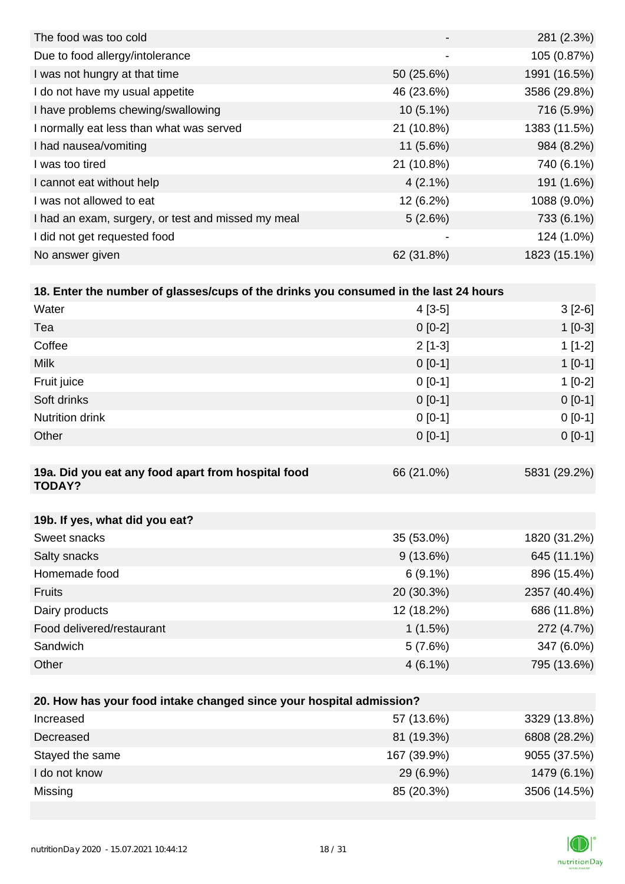| | | |
|---|---|---|
| The food was too cold | - | 281 (2.3%) |
| Due to food allergy/intolerance | - | 105 (0.87%) |
| I was not hungry at that time | 50 (25.6%) | 1991 (16.5%) |
| I do not have my usual appetite | 46 (23.6%) | 3586 (29.8%) |
| I have problems chewing/swallowing | 10 (5.1%) | 716 (5.9%) |
| I normally eat less than what was served | 21 (10.8%) | 1383 (11.5%) |
| I had nausea/vomiting | 11 (5.6%) | 984 (8.2%) |
| I was too tired | 21 (10.8%) | 740 (6.1%) |
| I cannot eat without help | 4 (2.1%) | 191 (1.6%) |
| I was not allowed to eat | 12 (6.2%) | 1088 (9.0%) |
| I had an exam, surgery, or test and missed my meal | 5 (2.6%) | 733 (6.1%) |
| I did not get requested food | - | 124 (1.0%) |
| No answer given | 62 (31.8%) | 1823 (15.1%) |

| **18. Enter the number of glasses/cups of the drinks you consumed in the last 24 hours** | | |
|---|---|---|
| Water | 4 [3-5] | 3 [2-6] |
| Tea | 0 [0-2] | 1 [0-3] |
| Coffee | 2 [1-3] | 1 [1-2] |
| Milk | 0 [0-1] | 1 [0-1] |
| Fruit juice | 0 [0-1] | 1 [0-2] |
| Soft drinks | 0 [0-1] | 0 [0-1] |
| Nutrition drink | 0 [0-1] | 0 [0-1] |
| Other | 0 [0-1] | 0 [0-1] |

| **19a. Did you eat any food apart from hospital food TODAY?** | 66 (21.0%) | 5831 (29.2%) |
|---|---|---|

| **19b. If yes, what did you eat?** | | |
|---|---|---|
| Sweet snacks | 35 (53.0%) | 1820 (31.2%) |
| Salty snacks | 9 (13.6%) | 645 (11.1%) |
| Homemade food | 6 (9.1%) | 896 (15.4%) |
| Fruits | 20 (30.3%) | 2357 (40.4%) |
| Dairy products | 12 (18.2%) | 686 (11.8%) |
| Food delivered/restaurant | 1 (1.5%) | 272 (4.7%) |
| Sandwich | 5 (7.6%) | 347 (6.0%) |
| Other | 4 (6.1%) | 795 (13.6%) |

| **20. How has your food intake changed since your hospital admission?** | | |
|---|---|---|
| Increased | 57 (13.6%) | 3329 (13.8%) |
| Decreased | 81 (19.3%) | 6808 (28.2%) |
| Stayed the same | 167 (39.9%) | 9055 (37.5%) |
| I do not know | 29 (6.9%) | 1479 (6.1%) |
| Missing | 85 (20.3%) | 3506 (14.5%) |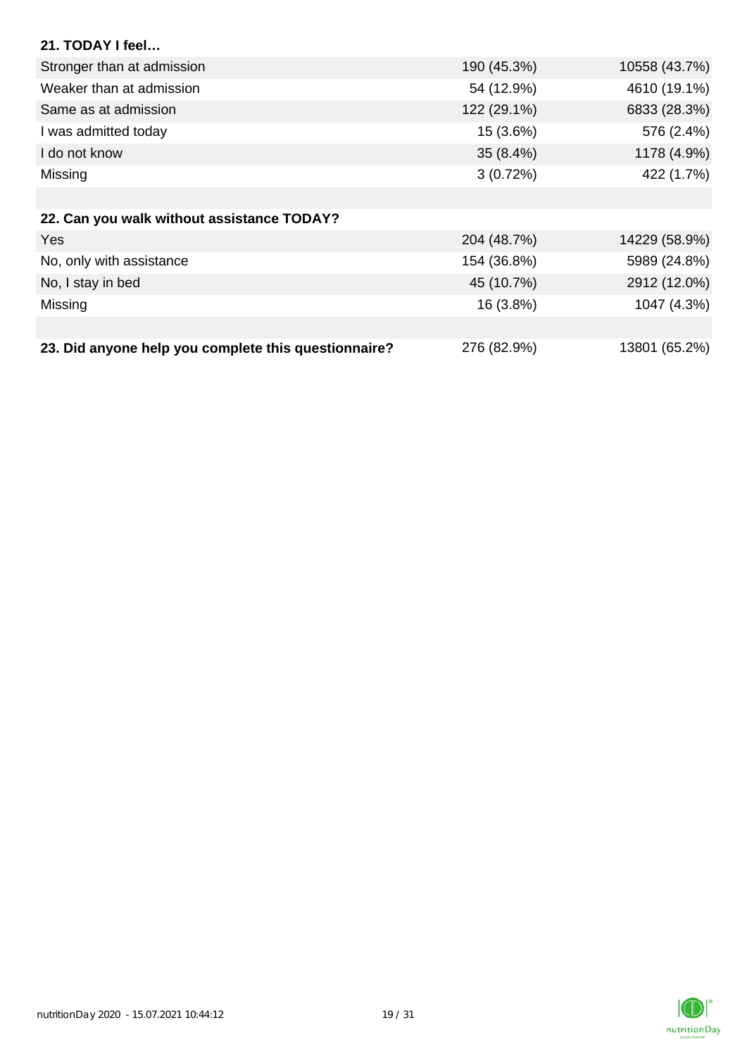| **21. TODAY I feel…** | | |
|---|---|---|
| Stronger than at admission | 190 (45.3%) | 10558 (43.7%) |
| Weaker than at admission | 54 (12.9%) | 4610 (19.1%) |
| Same as at admission | 122 (29.1%) | 6833 (28.3%) |
| I was admitted today | 15 (3.6%) | 576 (2.4%) |
| I do not know | 35 (8.4%) | 1178 (4.9%) |
| Missing | 3 (0.72%) | 422 (1.7%) |
| | | |
| **22. Can you walk without assistance TODAY?** | | |
| Yes | 204 (48.7%) | 14229 (58.9%) |
| No, only with assistance | 154 (36.8%) | 5989 (24.8%) |
| No, I stay in bed | 45 (10.7%) | 2912 (12.0%) |
| Missing | 16 (3.8%) | 1047 (4.3%) |
| | | |
| **23. Did anyone help you complete this questionnaire?** | 276 (82.9%) | 13801 (65.2%) |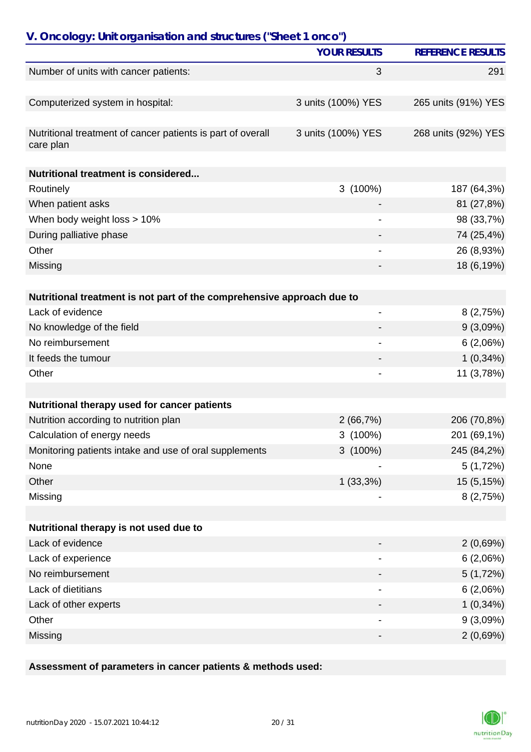## V. Oncology: Unit organisation and structures ("Sheet 1 onco")

| | YOUR RESULTS | REFERENCE RESULTS |
|---|---|---|
| Number of units with cancer patients: | 3 | 291 |
| | | |
| Computerized system in hospital: | 3 units (100%) YES | 265 units (91%) YES |
| | | |
| Nutritional treatment of cancer patients is part of overall care plan | 3 units (100%) YES | 268 units (92%) YES |
| | | |
| **Nutritional treatment is considered...** | | |
| Routinely | 3 (100%) | 187 (64,3%) |
| When patient asks | - | 81 (27,8%) |
| When body weight loss > 10% | - | 98 (33,7%) |
| During palliative phase | - | 74 (25,4%) |
| Other | - | 26 (8,93%) |
| Missing | - | 18 (6,19%) |
| | | |
| **Nutritional treatment is not part of the comprehensive approach due to** | | |
| Lack of evidence | - | 8 (2,75%) |
| No knowledge of the field | - | 9 (3,09%) |
| No reimbursement | - | 6 (2,06%) |
| It feeds the tumour | - | 1 (0,34%) |
| Other | - | 11 (3,78%) |
| | | |
| **Nutritional therapy used for cancer patients** | | |
| Nutrition according to nutrition plan | 2 (66,7%) | 206 (70,8%) |
| Calculation of energy needs | 3 (100%) | 201 (69,1%) |
| Monitoring patients intake and use of oral supplements | 3 (100%) | 245 (84,2%) |
| None | - | 5 (1,72%) |
| Other | 1 (33,3%) | 15 (5,15%) |
| Missing | - | 8 (2,75%) |
| | | |
| **Nutritional therapy is not used due to** | | |
| Lack of evidence | - | 2 (0,69%) |
| Lack of experience | - | 6 (2,06%) |
| No reimbursement | - | 5 (1,72%) |
| Lack of dietitians | - | 6 (2,06%) |
| Lack of other experts | - | 1 (0,34%) |
| Other | - | 9 (3,09%) |
| Missing | - | 2 (0,69%) |

**Assessment of parameters in cancer patients & methods used:**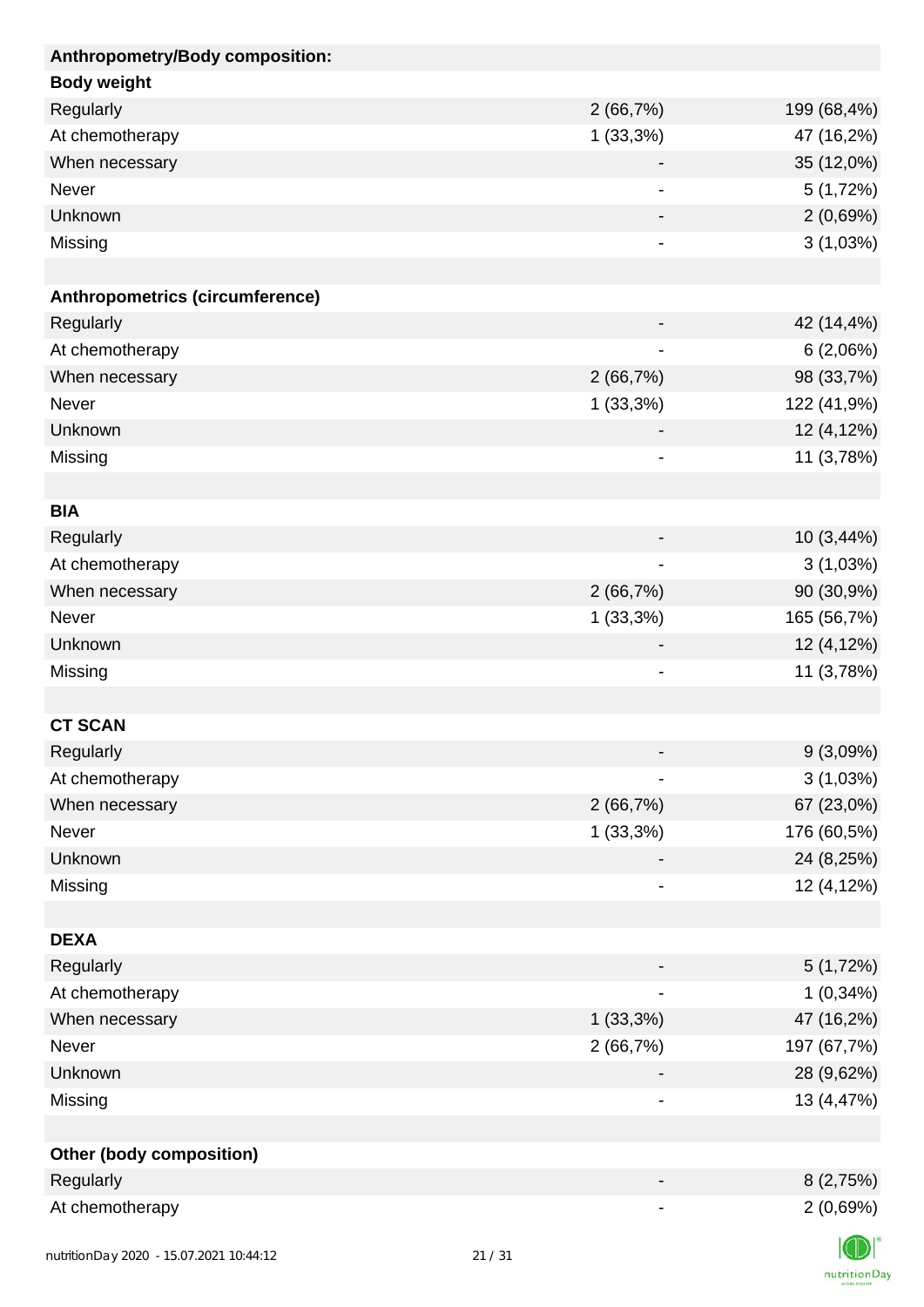| Anthropometry/Body composition: | | |
|---|---|---|
| **Body weight** | | |
| Regularly | 2 (66,7%) | 199 (68,4%) |
| At chemotherapy | 1 (33,3%) | 47 (16,2%) |
| When necessary | - | 35 (12,0%) |
| Never | - | 5 (1,72%) |
| Unknown | - | 2 (0,69%) |
| Missing | - | 3 (1,03%) |
| | | |
| **Anthropometrics (circumference)** | | |
| Regularly | - | 42 (14,4%) |
| At chemotherapy | - | 6 (2,06%) |
| When necessary | 2 (66,7%) | 98 (33,7%) |
| Never | 1 (33,3%) | 122 (41,9%) |
| Unknown | - | 12 (4,12%) |
| Missing | - | 11 (3,78%) |
| | | |
| **BIA** | | |
| Regularly | - | 10 (3,44%) |
| At chemotherapy | - | 3 (1,03%) |
| When necessary | 2 (66,7%) | 90 (30,9%) |
| Never | 1 (33,3%) | 165 (56,7%) |
| Unknown | - | 12 (4,12%) |
| Missing | - | 11 (3,78%) |
| | | |
| **CT SCAN** | | |
| Regularly | - | 9 (3,09%) |
| At chemotherapy | - | 3 (1,03%) |
| When necessary | 2 (66,7%) | 67 (23,0%) |
| Never | 1 (33,3%) | 176 (60,5%) |
| Unknown | - | 24 (8,25%) |
| Missing | - | 12 (4,12%) |
| | | |
| **DEXA** | | |
| Regularly | - | 5 (1,72%) |
| At chemotherapy | - | 1 (0,34%) |
| When necessary | 1 (33,3%) | 47 (16,2%) |
| Never | 2 (66,7%) | 197 (67,7%) |
| Unknown | - | 28 (9,62%) |
| Missing | - | 13 (4,47%) |
| | | |
| **Other (body composition)** | | |
| Regularly | - | 8 (2,75%) |
| At chemotherapy | - | 2 (0,69%) |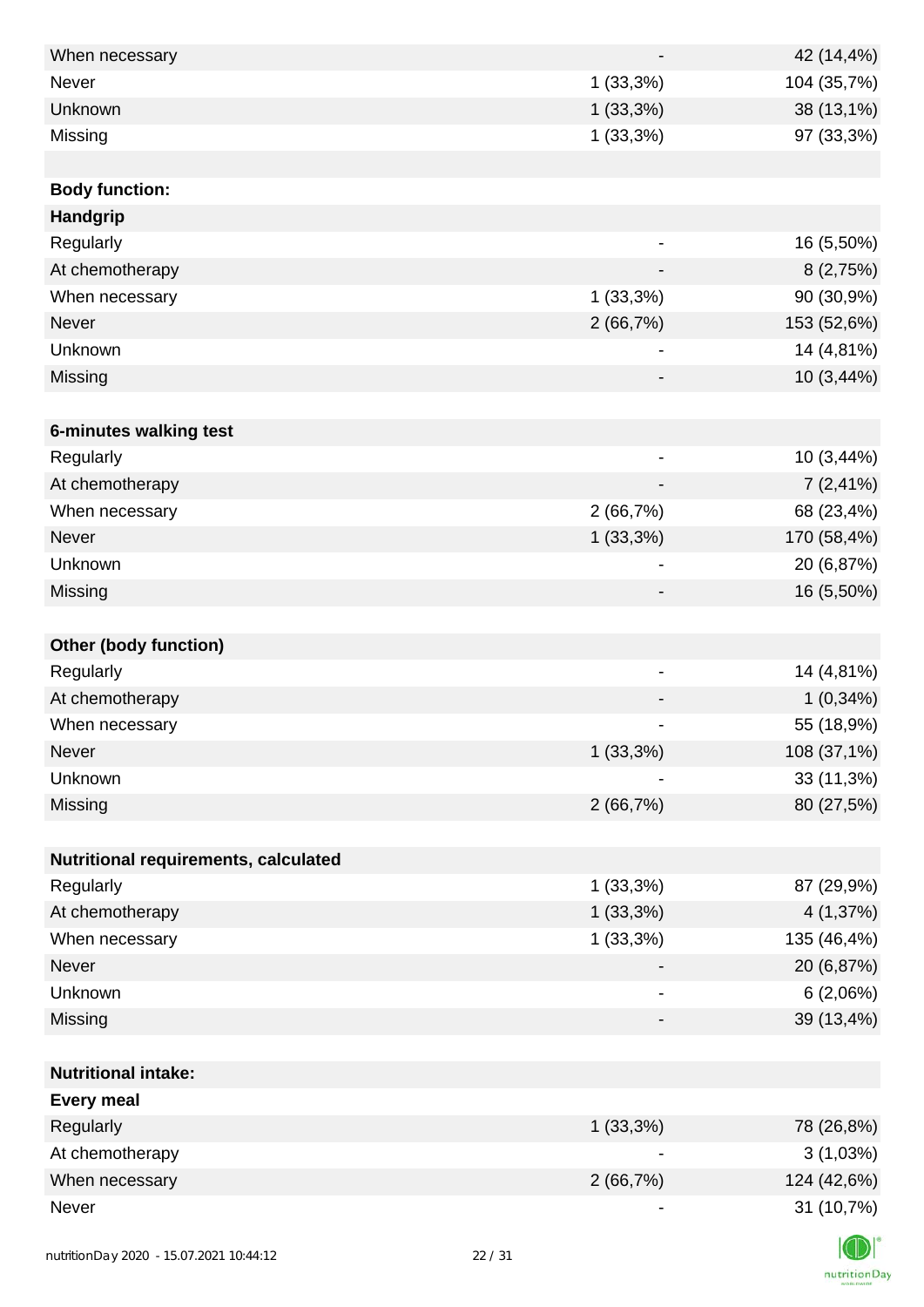| | | |
|---|---|---|
| When necessary | - | 42 (14,4%) |
| Never | 1 (33,3%) | 104 (35,7%) |
| Unknown | 1 (33,3%) | 38 (13,1%) |
| Missing | 1 (33,3%) | 97 (33,3%) |
| | | |
| **Body function:** | | |
| **Handgrip** | | |
| Regularly | - | 16 (5,50%) |
| At chemotherapy | - | 8 (2,75%) |
| When necessary | 1 (33,3%) | 90 (30,9%) |
| Never | 2 (66,7%) | 153 (52,6%) |
| Unknown | - | 14 (4,81%) |
| Missing | - | 10 (3,44%) |
| | | |
| **6-minutes walking test** | | |
| Regularly | - | 10 (3,44%) |
| At chemotherapy | - | 7 (2,41%) |
| When necessary | 2 (66,7%) | 68 (23,4%) |
| Never | 1 (33,3%) | 170 (58,4%) |
| Unknown | - | 20 (6,87%) |
| Missing | - | 16 (5,50%) |
| | | |
| **Other (body function)** | | |
| Regularly | - | 14 (4,81%) |
| At chemotherapy | - | 1 (0,34%) |
| When necessary | - | 55 (18,9%) |
| Never | 1 (33,3%) | 108 (37,1%) |
| Unknown | - | 33 (11,3%) |
| Missing | 2 (66,7%) | 80 (27,5%) |
| | | |
| **Nutritional requirements, calculated** | | |
| Regularly | 1 (33,3%) | 87 (29,9%) |
| At chemotherapy | 1 (33,3%) | 4 (1,37%) |
| When necessary | 1 (33,3%) | 135 (46,4%) |
| Never | - | 20 (6,87%) |
| Unknown | - | 6 (2,06%) |
| Missing | - | 39 (13,4%) |
| | | |
| **Nutritional intake:** | | |
| **Every meal** | | |
| Regularly | 1 (33,3%) | 78 (26,8%) |
| At chemotherapy | - | 3 (1,03%) |
| When necessary | 2 (66,7%) | 124 (42,6%) |
| Never | - | 31 (10,7%) |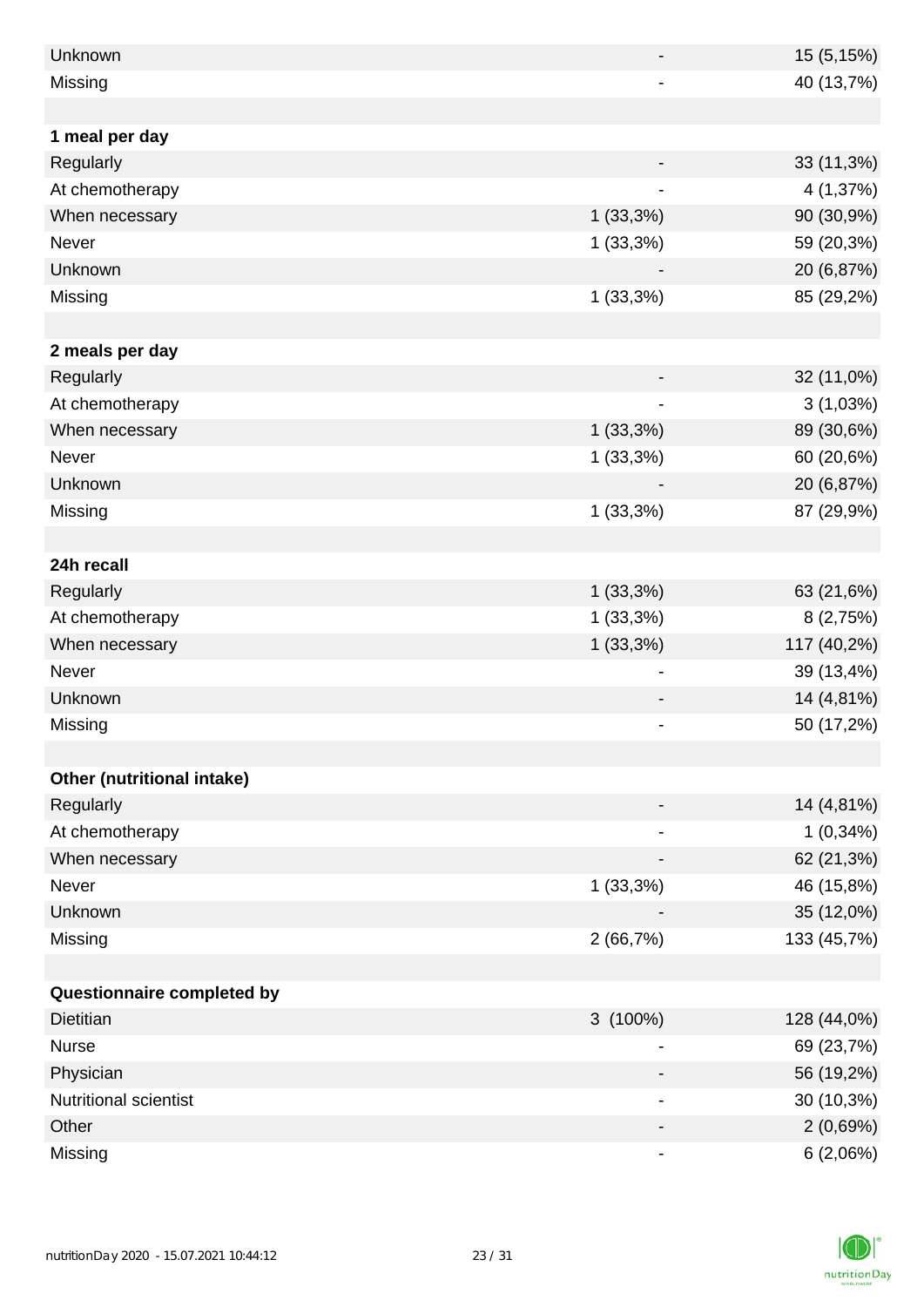| | | |
|---|---|---|
| Unknown | - | 15 (5,15%) |
| Missing | - | 40 (13,7%) |
| | | |
| **1 meal per day** | | |
| Regularly | - | 33 (11,3%) |
| At chemotherapy | - | 4 (1,37%) |
| When necessary | 1 (33,3%) | 90 (30,9%) |
| Never | 1 (33,3%) | 59 (20,3%) |
| Unknown | - | 20 (6,87%) |
| Missing | 1 (33,3%) | 85 (29,2%) |
| | | |
| **2 meals per day** | | |
| Regularly | - | 32 (11,0%) |
| At chemotherapy | - | 3 (1,03%) |
| When necessary | 1 (33,3%) | 89 (30,6%) |
| Never | 1 (33,3%) | 60 (20,6%) |
| Unknown | - | 20 (6,87%) |
| Missing | 1 (33,3%) | 87 (29,9%) |
| | | |
| **24h recall** | | |
| Regularly | 1 (33,3%) | 63 (21,6%) |
| At chemotherapy | 1 (33,3%) | 8 (2,75%) |
| When necessary | 1 (33,3%) | 117 (40,2%) |
| Never | - | 39 (13,4%) |
| Unknown | - | 14 (4,81%) |
| Missing | - | 50 (17,2%) |
| | | |
| **Other (nutritional intake)** | | |
| Regularly | - | 14 (4,81%) |
| At chemotherapy | - | 1 (0,34%) |
| When necessary | - | 62 (21,3%) |
| Never | 1 (33,3%) | 46 (15,8%) |
| Unknown | - | 35 (12,0%) |
| Missing | 2 (66,7%) | 133 (45,7%) |
| | | |
| **Questionnaire completed by** | | |
| Dietitian | 3 (100%) | 128 (44,0%) |
| Nurse | - | 69 (23,7%) |
| Physician | - | 56 (19,2%) |
| Nutritional scientist | - | 30 (10,3%) |
| Other | - | 2 (0,69%) |
| Missing | - | 6 (2,06%) |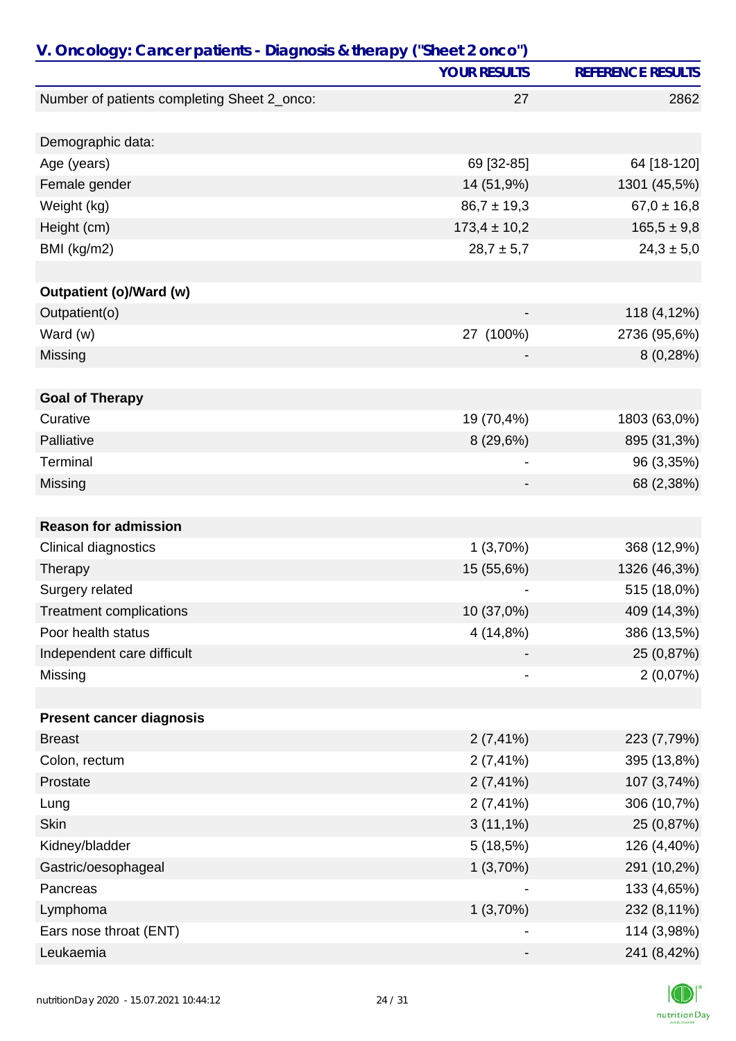## V. Oncology: Cancer patients - Diagnosis & therapy ("Sheet 2 onco")

| | YOUR RESULTS | REFERENCE RESULTS |
|---|---|---|
| Number of patients completing Sheet 2_onco: | 27 | 2862 |
| | | |
| Demographic data: | | |
| Age (years) | 69 [32-85] | 64 [18-120] |
| Female gender | 14 (51,9%) | 1301 (45,5%) |
| Weight (kg) | 86,7 ± 19,3 | 67,0 ± 16,8 |
| Height (cm) | 173,4 ± 10,2 | 165,5 ± 9,8 |
| BMI (kg/m2) | 28,7 ± 5,7 | 24,3 ± 5,0 |
| | | |
| **Outpatient (o)/Ward (w)** | | |
| Outpatient(o) | - | 118 (4,12%) |
| Ward (w) | 27 (100%) | 2736 (95,6%) |
| Missing | - | 8 (0,28%) |
| | | |
| **Goal of Therapy** | | |
| Curative | 19 (70,4%) | 1803 (63,0%) |
| Palliative | 8 (29,6%) | 895 (31,3%) |
| Terminal | - | 96 (3,35%) |
| Missing | - | 68 (2,38%) |
| | | |
| **Reason for admission** | | |
| Clinical diagnostics | 1 (3,70%) | 368 (12,9%) |
| Therapy | 15 (55,6%) | 1326 (46,3%) |
| Surgery related | - | 515 (18,0%) |
| Treatment complications | 10 (37,0%) | 409 (14,3%) |
| Poor health status | 4 (14,8%) | 386 (13,5%) |
| Independent care difficult | - | 25 (0,87%) |
| Missing | - | 2 (0,07%) |
| | | |
| **Present cancer diagnosis** | | |
| Breast | 2 (7,41%) | 223 (7,79%) |
| Colon, rectum | 2 (7,41%) | 395 (13,8%) |
| Prostate | 2 (7,41%) | 107 (3,74%) |
| Lung | 2 (7,41%) | 306 (10,7%) |
| Skin | 3 (11,1%) | 25 (0,87%) |
| Kidney/bladder | 5 (18,5%) | 126 (4,40%) |
| Gastric/oesophageal | 1 (3,70%) | 291 (10,2%) |
| Pancreas | - | 133 (4,65%) |
| Lymphoma | 1 (3,70%) | 232 (8,11%) |
| Ears nose throat (ENT) | - | 114 (3,98%) |
| Leukaemia | - | 241 (8,42%) |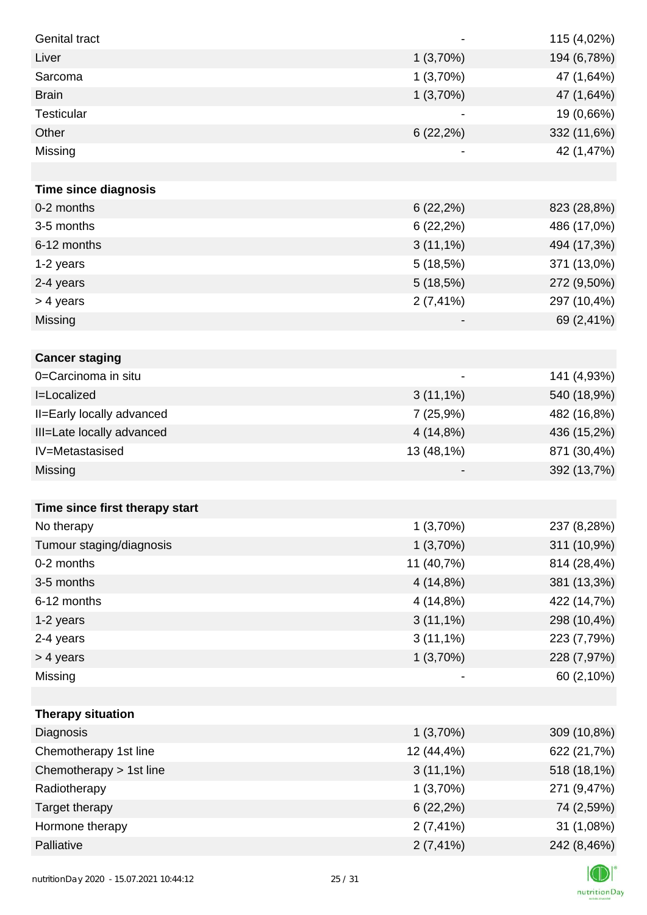| | | |
|---|---|---|
| Genital tract | - | 115 (4,02%) |
| Liver | 1 (3,70%) | 194 (6,78%) |
| Sarcoma | 1 (3,70%) | 47 (1,64%) |
| Brain | 1 (3,70%) | 47 (1,64%) |
| Testicular | - | 19 (0,66%) |
| Other | 6 (22,2%) | 332 (11,6%) |
| Missing | - | 42 (1,47%) |
| | | |
| **Time since diagnosis** | | |
| 0-2 months | 6 (22,2%) | 823 (28,8%) |
| 3-5 months | 6 (22,2%) | 486 (17,0%) |
| 6-12 months | 3 (11,1%) | 494 (17,3%) |
| 1-2 years | 5 (18,5%) | 371 (13,0%) |
| 2-4 years | 5 (18,5%) | 272 (9,50%) |
| > 4 years | 2 (7,41%) | 297 (10,4%) |
| Missing | - | 69 (2,41%) |
| | | |
| **Cancer staging** | | |
| 0=Carcinoma in situ | - | 141 (4,93%) |
| I=Localized | 3 (11,1%) | 540 (18,9%) |
| II=Early locally advanced | 7 (25,9%) | 482 (16,8%) |
| III=Late locally advanced | 4 (14,8%) | 436 (15,2%) |
| IV=Metastasised | 13 (48,1%) | 871 (30,4%) |
| Missing | - | 392 (13,7%) |
| | | |
| **Time since first therapy start** | | |
| No therapy | 1 (3,70%) | 237 (8,28%) |
| Tumour staging/diagnosis | 1 (3,70%) | 311 (10,9%) |
| 0-2 months | 11 (40,7%) | 814 (28,4%) |
| 3-5 months | 4 (14,8%) | 381 (13,3%) |
| 6-12 months | 4 (14,8%) | 422 (14,7%) |
| 1-2 years | 3 (11,1%) | 298 (10,4%) |
| 2-4 years | 3 (11,1%) | 223 (7,79%) |
| > 4 years | 1 (3,70%) | 228 (7,97%) |
| Missing | - | 60 (2,10%) |
| | | |
| **Therapy situation** | | |
| Diagnosis | 1 (3,70%) | 309 (10,8%) |
| Chemotherapy 1st line | 12 (44,4%) | 622 (21,7%) |
| Chemotherapy > 1st line | 3 (11,1%) | 518 (18,1%) |
| Radiotherapy | 1 (3,70%) | 271 (9,47%) |
| Target therapy | 6 (22,2%) | 74 (2,59%) |
| Hormone therapy | 2 (7,41%) | 31 (1,08%) |
| Palliative | 2 (7,41%) | 242 (8,46%) |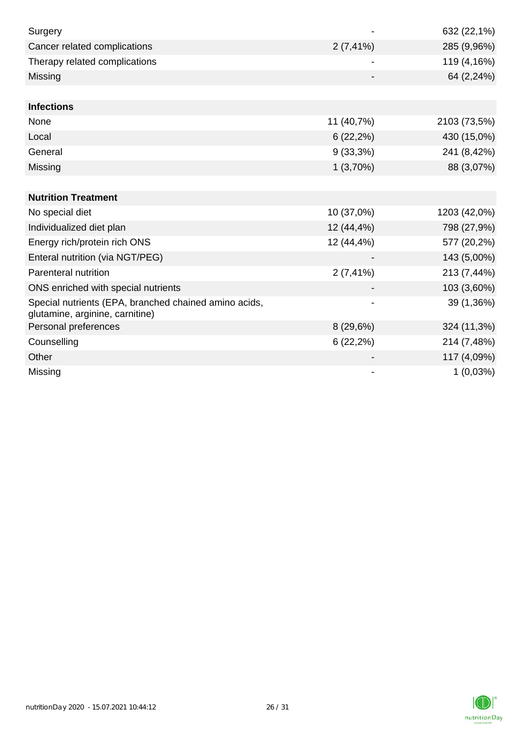| | | |
|---|---|---|
| Surgery | - | 632 (22,1%) |
| Cancer related complications | 2 (7,41%) | 285 (9,96%) |
| Therapy related complications | - | 119 (4,16%) |
| Missing | - | 64 (2,24%) |
| | | |
| **Infections** | | |
| None | 11 (40,7%) | 2103 (73,5%) |
| Local | 6 (22,2%) | 430 (15,0%) |
| General | 9 (33,3%) | 241 (8,42%) |
| Missing | 1 (3,70%) | 88 (3,07%) |
| | | |
| **Nutrition Treatment** | | |
| No special diet | 10 (37,0%) | 1203 (42,0%) |
| Individualized diet plan | 12 (44,4%) | 798 (27,9%) |
| Energy rich/protein rich ONS | 12 (44,4%) | 577 (20,2%) |
| Enteral nutrition (via NGT/PEG) | - | 143 (5,00%) |
| Parenteral nutrition | 2 (7,41%) | 213 (7,44%) |
| ONS enriched with special nutrients | - | 103 (3,60%) |
| Special nutrients (EPA, branched chained amino acids, glutamine, arginine, carnitine) | - | 39 (1,36%) |
| Personal preferences | 8 (29,6%) | 324 (11,3%) |
| Counselling | 6 (22,2%) | 214 (7,48%) |
| Other | - | 117 (4,09%) |
| Missing | - | 1 (0,03%) |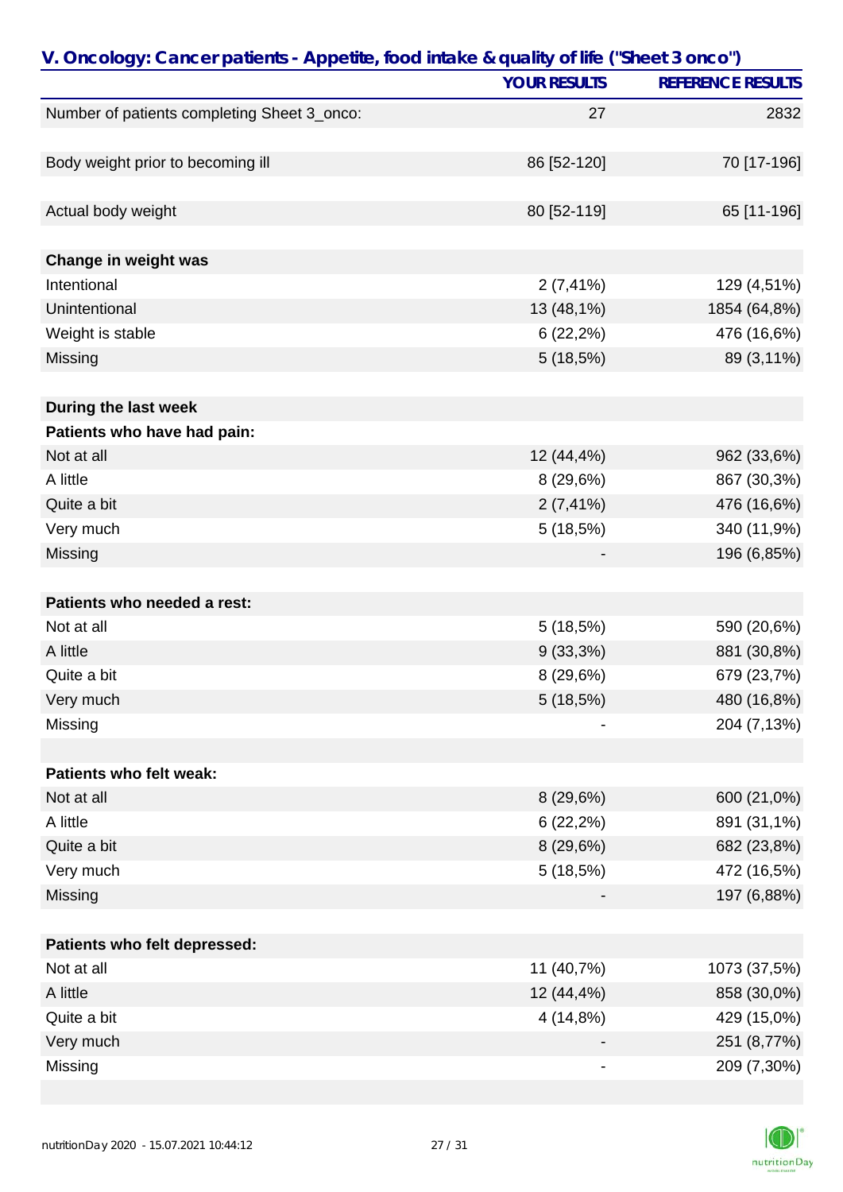## V. Oncology: Cancer patients - Appetite, food intake & quality of life ("Sheet 3 onco")

| | YOUR RESULTS | REFERENCE RESULTS |
|---|---|---|
| Number of patients completing Sheet 3_onco: | 27 | 2832 |
| | | |
| Body weight prior to becoming ill | 86 [52-120] | 70 [17-196] |
| | | |
| Actual body weight | 80 [52-119] | 65 [11-196] |
| | | |
| **Change in weight was** | | |
| Intentional | 2 (7,41%) | 129 (4,51%) |
| Unintentional | 13 (48,1%) | 1854 (64,8%) |
| Weight is stable | 6 (22,2%) | 476 (16,6%) |
| Missing | 5 (18,5%) | 89 (3,11%) |
| | | |
| **During the last week** | | |
| **Patients who have had pain:** | | |
| Not at all | 12 (44,4%) | 962 (33,6%) |
| A little | 8 (29,6%) | 867 (30,3%) |
| Quite a bit | 2 (7,41%) | 476 (16,6%) |
| Very much | 5 (18,5%) | 340 (11,9%) |
| Missing | - | 196 (6,85%) |
| | | |
| **Patients who needed a rest:** | | |
| Not at all | 5 (18,5%) | 590 (20,6%) |
| A little | 9 (33,3%) | 881 (30,8%) |
| Quite a bit | 8 (29,6%) | 679 (23,7%) |
| Very much | 5 (18,5%) | 480 (16,8%) |
| Missing | - | 204 (7,13%) |
| | | |
| **Patients who felt weak:** | | |
| Not at all | 8 (29,6%) | 600 (21,0%) |
| A little | 6 (22,2%) | 891 (31,1%) |
| Quite a bit | 8 (29,6%) | 682 (23,8%) |
| Very much | 5 (18,5%) | 472 (16,5%) |
| Missing | - | 197 (6,88%) |
| | | |
| **Patients who felt depressed:** | | |
| Not at all | 11 (40,7%) | 1073 (37,5%) |
| A little | 12 (44,4%) | 858 (30,0%) |
| Quite a bit | 4 (14,8%) | 429 (15,0%) |
| Very much | - | 251 (8,77%) |
| Missing | - | 209 (7,30%) |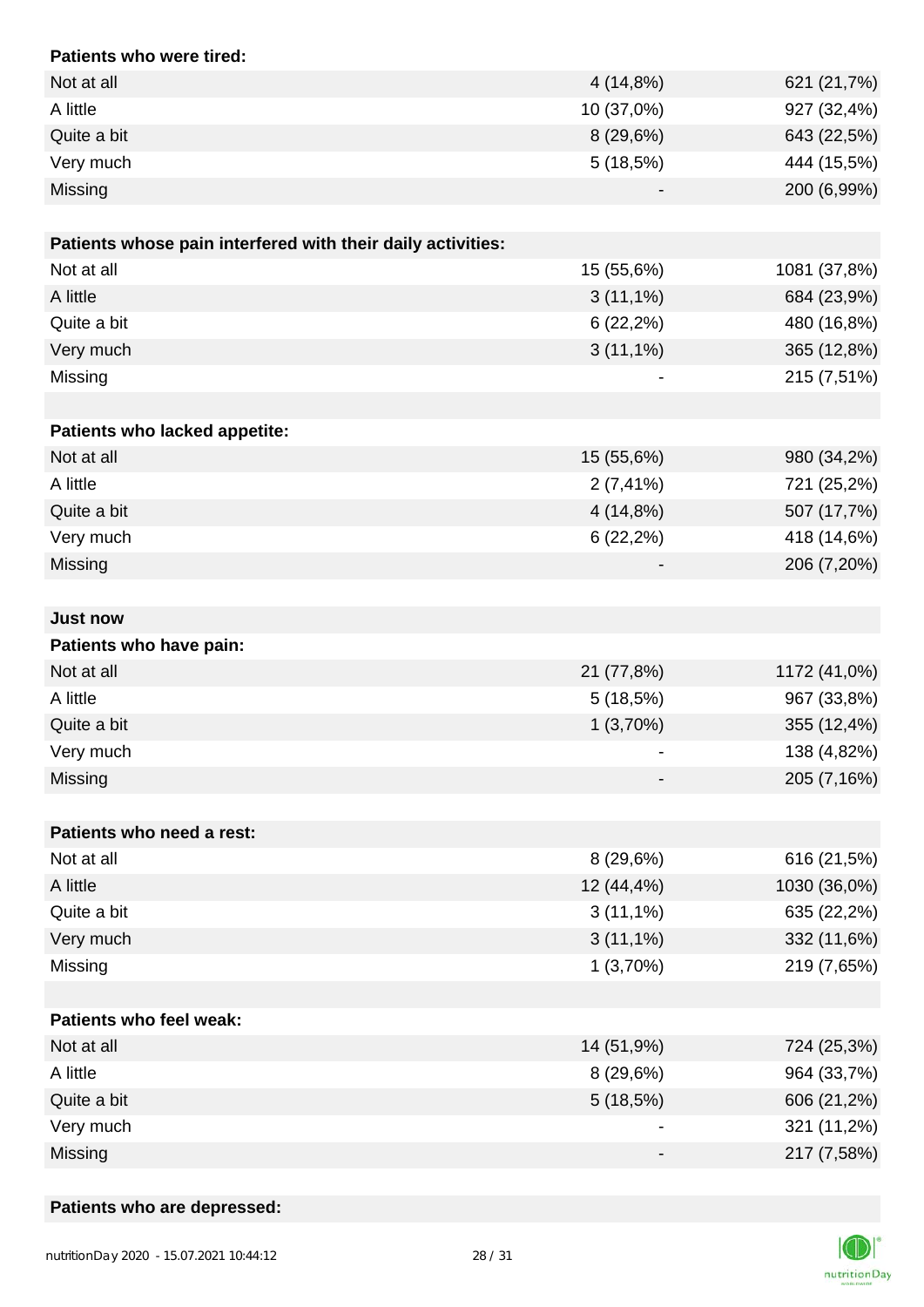| **Patients who were tired:** | | |
|---|---|---|
| Not at all | 4 (14,8%) | 621 (21,7%) |
| A little | 10 (37,0%) | 927 (32,4%) |
| Quite a bit | 8 (29,6%) | 643 (22,5%) |
| Very much | 5 (18,5%) | 444 (15,5%) |
| Missing | - | 200 (6,99%) |

| **Patients whose pain interfered with their daily activities:** | | |
|---|---|---|
| Not at all | 15 (55,6%) | 1081 (37,8%) |
| A little | 3 (11,1%) | 684 (23,9%) |
| Quite a bit | 6 (22,2%) | 480 (16,8%) |
| Very much | 3 (11,1%) | 365 (12,8%) |
| Missing | - | 215 (7,51%) |

| **Patients who lacked appetite:** | | |
|---|---|---|
| Not at all | 15 (55,6%) | 980 (34,2%) |
| A little | 2 (7,41%) | 721 (25,2%) |
| Quite a bit | 4 (14,8%) | 507 (17,7%) |
| Very much | 6 (22,2%) | 418 (14,6%) |
| Missing | - | 206 (7,20%) |

**Just now**

| **Patients who have pain:** | | |
|---|---|---|
| Not at all | 21 (77,8%) | 1172 (41,0%) |
| A little | 5 (18,5%) | 967 (33,8%) |
| Quite a bit | 1 (3,70%) | 355 (12,4%) |
| Very much | - | 138 (4,82%) |
| Missing | - | 205 (7,16%) |

| **Patients who need a rest:** | | |
|---|---|---|
| Not at all | 8 (29,6%) | 616 (21,5%) |
| A little | 12 (44,4%) | 1030 (36,0%) |
| Quite a bit | 3 (11,1%) | 635 (22,2%) |
| Very much | 3 (11,1%) | 332 (11,6%) |
| Missing | 1 (3,70%) | 219 (7,65%) |

| **Patients who feel weak:** | | |
|---|---|---|
| Not at all | 14 (51,9%) | 724 (25,3%) |
| A little | 8 (29,6%) | 964 (33,7%) |
| Quite a bit | 5 (18,5%) | 606 (21,2%) |
| Very much | - | 321 (11,2%) |
| Missing | - | 217 (7,58%) |

**Patients who are depressed:**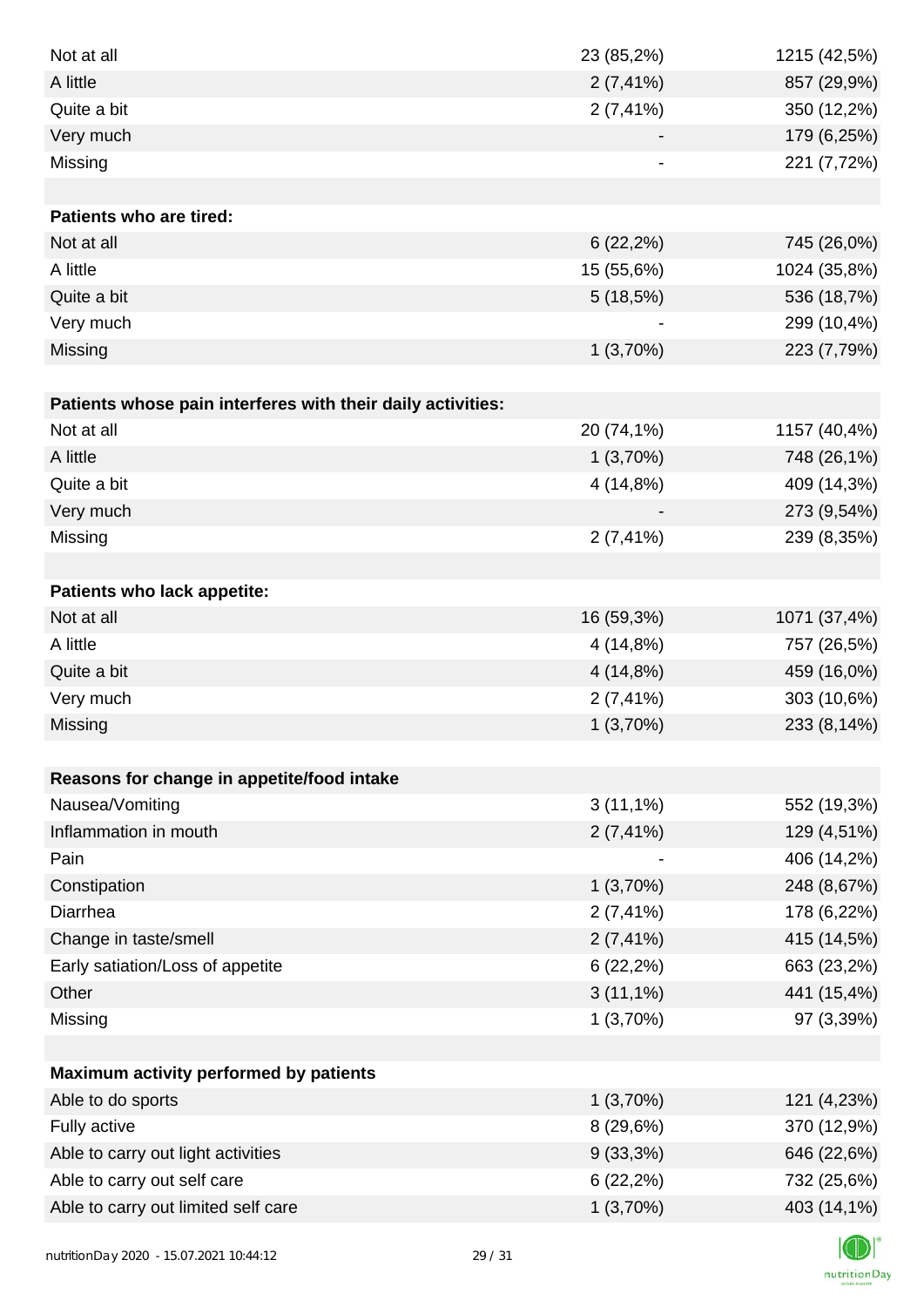| | | |
|---|---|---|
| Not at all | 23 (85,2%) | 1215 (42,5%) |
| A little | 2 (7,41%) | 857 (29,9%) |
| Quite a bit | 2 (7,41%) | 350 (12,2%) |
| Very much | - | 179 (6,25%) |
| Missing | - | 221 (7,72%) |
| | | |
| **Patients who are tired:** | | |
| Not at all | 6 (22,2%) | 745 (26,0%) |
| A little | 15 (55,6%) | 1024 (35,8%) |
| Quite a bit | 5 (18,5%) | 536 (18,7%) |
| Very much | - | 299 (10,4%) |
| Missing | 1 (3,70%) | 223 (7,79%) |
| | | |
| **Patients whose pain interferes with their daily activities:** | | |
| Not at all | 20 (74,1%) | 1157 (40,4%) |
| A little | 1 (3,70%) | 748 (26,1%) |
| Quite a bit | 4 (14,8%) | 409 (14,3%) |
| Very much | - | 273 (9,54%) |
| Missing | 2 (7,41%) | 239 (8,35%) |
| | | |
| **Patients who lack appetite:** | | |
| Not at all | 16 (59,3%) | 1071 (37,4%) |
| A little | 4 (14,8%) | 757 (26,5%) |
| Quite a bit | 4 (14,8%) | 459 (16,0%) |
| Very much | 2 (7,41%) | 303 (10,6%) |
| Missing | 1 (3,70%) | 233 (8,14%) |
| | | |
| **Reasons for change in appetite/food intake** | | |
| Nausea/Vomiting | 3 (11,1%) | 552 (19,3%) |
| Inflammation in mouth | 2 (7,41%) | 129 (4,51%) |
| Pain | - | 406 (14,2%) |
| Constipation | 1 (3,70%) | 248 (8,67%) |
| Diarrhea | 2 (7,41%) | 178 (6,22%) |
| Change in taste/smell | 2 (7,41%) | 415 (14,5%) |
| Early satiation/Loss of appetite | 6 (22,2%) | 663 (23,2%) |
| Other | 3 (11,1%) | 441 (15,4%) |
| Missing | 1 (3,70%) | 97 (3,39%) |
| | | |
| **Maximum activity performed by patients** | | |
| Able to do sports | 1 (3,70%) | 121 (4,23%) |
| Fully active | 8 (29,6%) | 370 (12,9%) |
| Able to carry out light activities | 9 (33,3%) | 646 (22,6%) |
| Able to carry out self care | 6 (22,2%) | 732 (25,6%) |
| Able to carry out limited self care | 1 (3,70%) | 403 (14,1%) |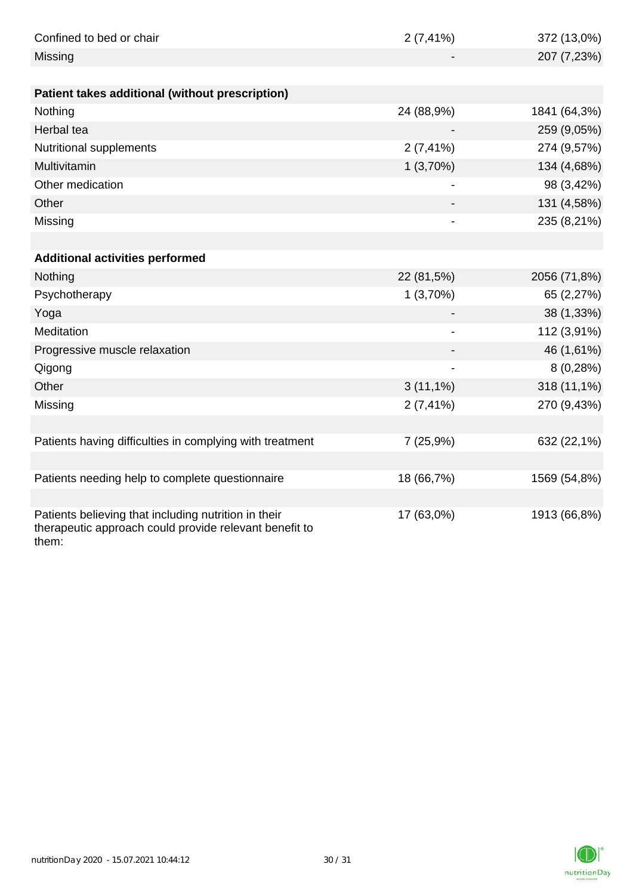| | | |
|---|---|---|
| Confined to bed or chair | 2 (7,41%) | 372 (13,0%) |
| Missing | - | 207 (7,23%) |
| | | |
| **Patient takes additional (without prescription)** | | |
| Nothing | 24 (88,9%) | 1841 (64,3%) |
| Herbal tea | - | 259 (9,05%) |
| Nutritional supplements | 2 (7,41%) | 274 (9,57%) |
| Multivitamin | 1 (3,70%) | 134 (4,68%) |
| Other medication | - | 98 (3,42%) |
| Other | - | 131 (4,58%) |
| Missing | - | 235 (8,21%) |
| | | |
| **Additional activities performed** | | |
| Nothing | 22 (81,5%) | 2056 (71,8%) |
| Psychotherapy | 1 (3,70%) | 65 (2,27%) |
| Yoga | - | 38 (1,33%) |
| Meditation | - | 112 (3,91%) |
| Progressive muscle relaxation | - | 46 (1,61%) |
| Qigong | - | 8 (0,28%) |
| Other | 3 (11,1%) | 318 (11,1%) |
| Missing | 2 (7,41%) | 270 (9,43%) |
| | | |
| Patients having difficulties in complying with treatment | 7 (25,9%) | 632 (22,1%) |
| | | |
| Patients needing help to complete questionnaire | 18 (66,7%) | 1569 (54,8%) |
| | | |
| Patients believing that including nutrition in their therapeutic approach could provide relevant benefit to them: | 17 (63,0%) | 1913 (66,8%) |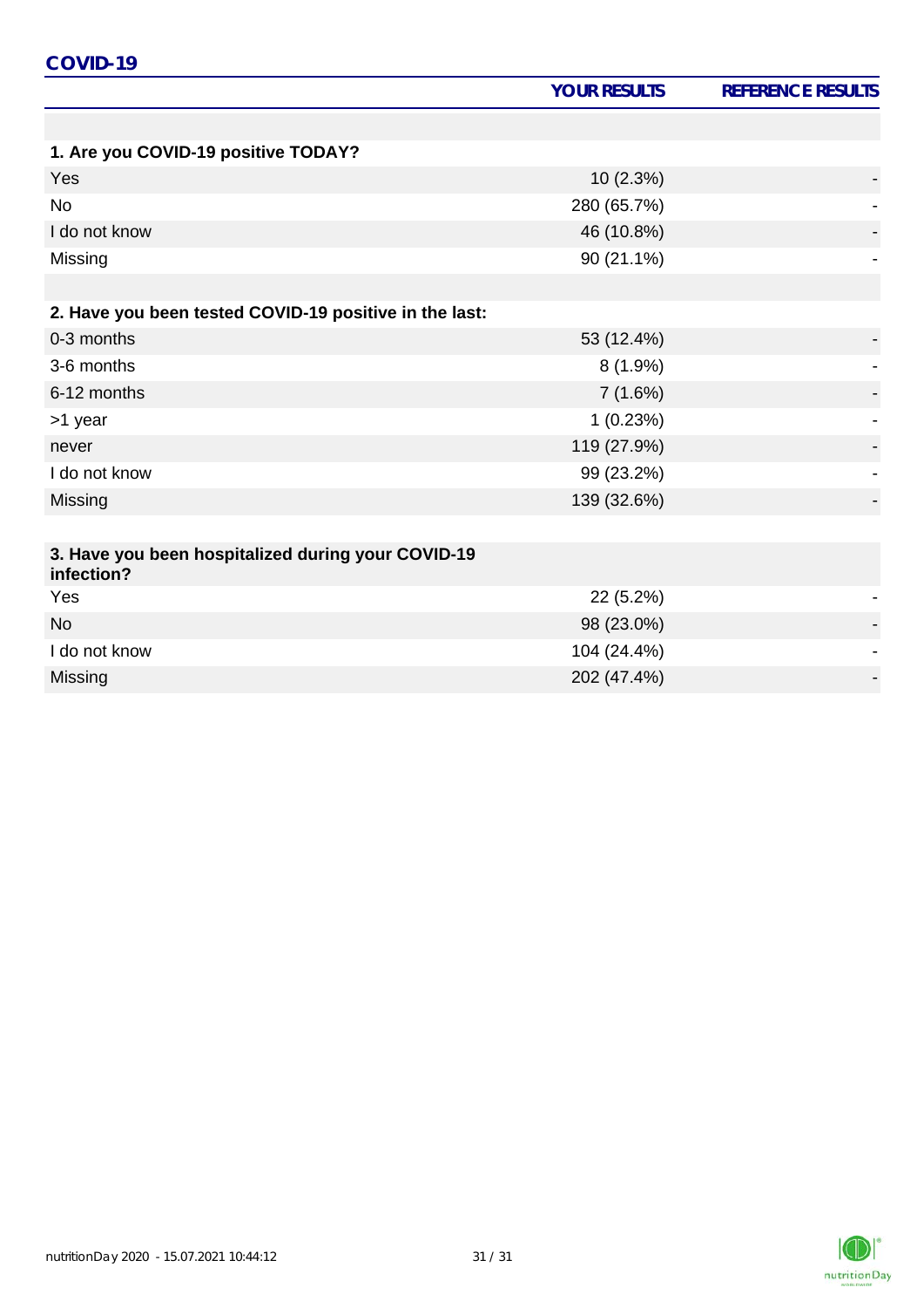## COVID-19

| | YOUR RESULTS | REFERENCE RESULTS |
|---|---|---|
| **1. Are you COVID-19 positive TODAY?** | | |
| Yes | 10 (2.3%) | - |
| No | 280 (65.7%) | - |
| I do not know | 46 (10.8%) | - |
| Missing | 90 (21.1%) | - |
| **2. Have you been tested COVID-19 positive in the last:** | | |
| 0-3 months | 53 (12.4%) | - |
| 3-6 months | 8 (1.9%) | - |
| 6-12 months | 7 (1.6%) | - |
| >1 year | 1 (0.23%) | - |
| never | 119 (27.9%) | - |
| I do not know | 99 (23.2%) | - |
| Missing | 139 (32.6%) | - |
| **3. Have you been hospitalized during your COVID-19 infection?** | | |
| Yes | 22 (5.2%) | - |
| No | 98 (23.0%) | - |
| I do not know | 104 (24.4%) | - |
| Missing | 202 (47.4%) | - |